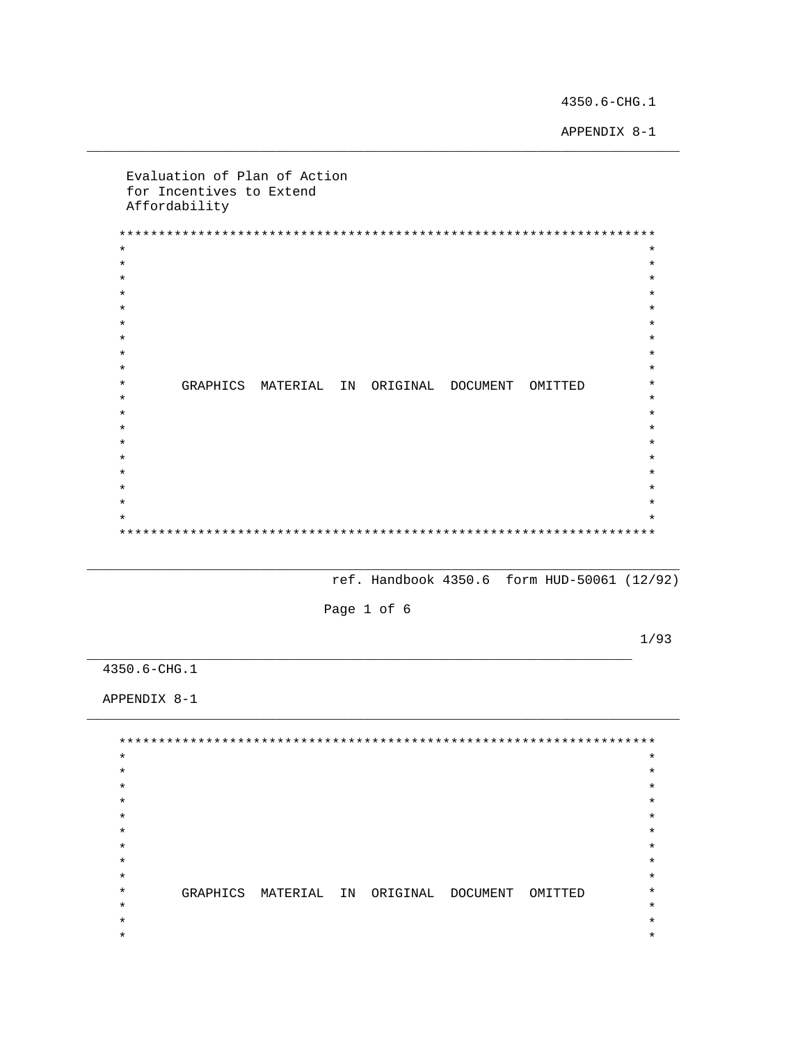Evaluation of Plan of Action
for Incentives to Extend
Affordability

```
*********************************************************************
*                                                                   *
*                                                                   *
*                                                                   *
*                                                                   *
*                                                                   *
*                                                                   *
*                                                                   *
*                                                                   *
*                                                                   *
*       GRAPHICS  MATERIAL  IN  ORIGINAL  DOCUMENT  OMITTED         *
*                                                                   *
*                                                                   *
*                                                                   *
*                                                                   *
*                                                                   *
*                                                                   *
*                                                                   *
*                                                                   *
*                                                                   *
*********************************************************************
```

ref. Handbook 4350.6 form HUD-50061 (12/92)

```
*********************************************************************
*                                                                   *
*                                                                   *
*                                                                   *
*                                                                   *
*                                                                   *
*                                                                   *
*                                                                   *
*                                                                   *
*                                                                   *
*       GRAPHICS  MATERIAL  IN  ORIGINAL  DOCUMENT  OMITTED         *
*                                                                   *
*                                                                   *
*                                                                   *
```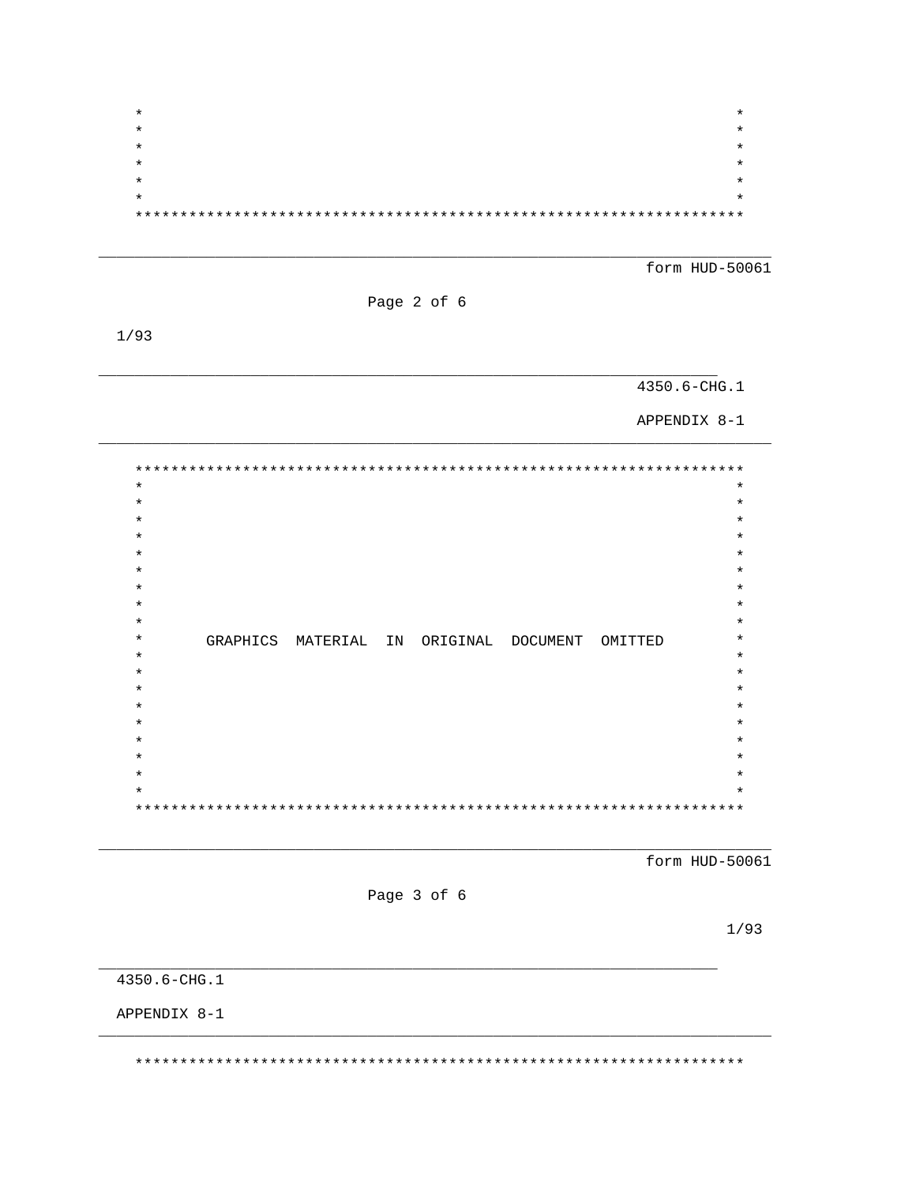form HUD-50061

1/93

4350.6-CHG.1

APPENDIX 8-1

GRAPHICS MATERIAL IN ORIGINAL DOCUMENT OMITTED

form HUD-50061

1/93

4350.6-CHG.1

APPENDIX 8-1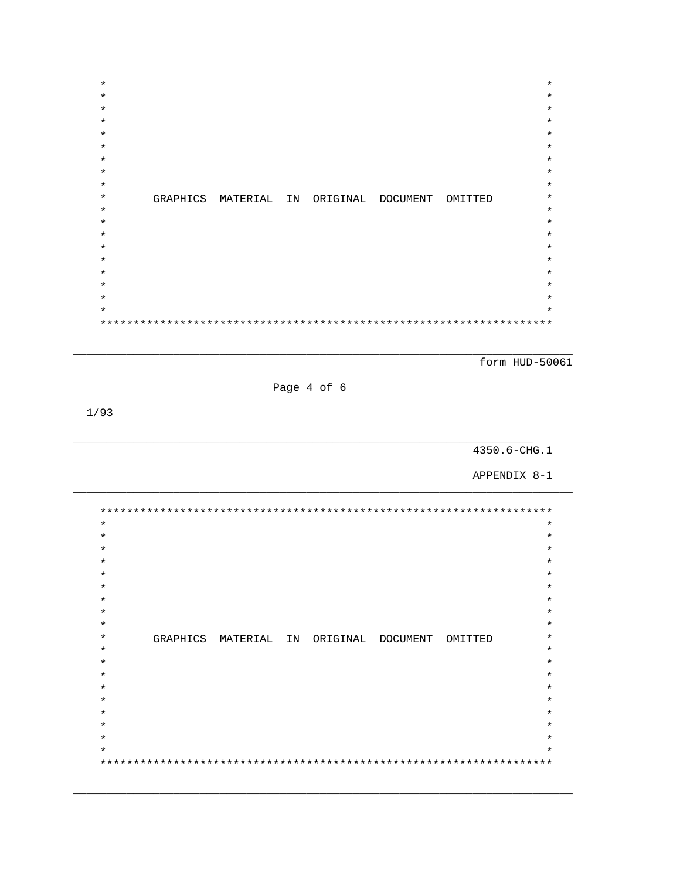GRAPHICS MATERIAL IN ORIGINAL DOCUMENT OMITTED

form HUD-50061

1/93

4350.6-CHG.1

APPENDIX 8-1

GRAPHICS MATERIAL IN ORIGINAL DOCUMENT OMITTED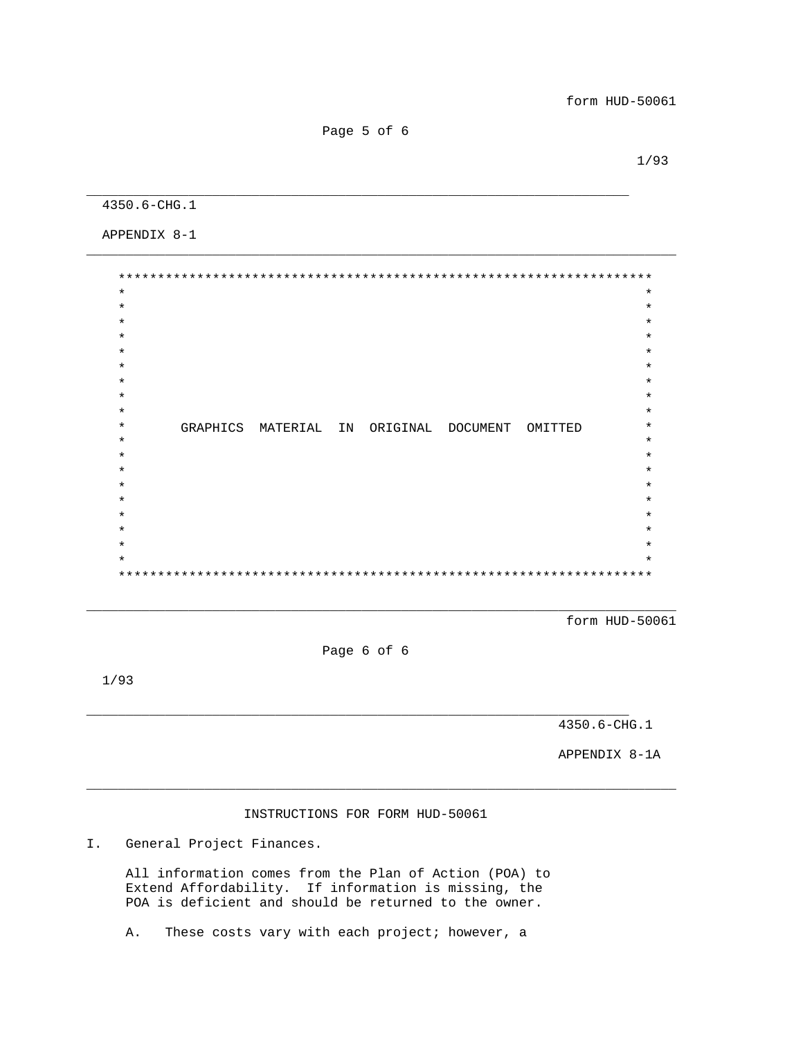GRAPHICS MATERIAL IN ORIGINAL DOCUMENT OMITTED

INSTRUCTIONS FOR FORM HUD-50061

I. General Project Finances.

All information comes from the Plan of Action (POA) to Extend Affordability. If information is missing, the POA is deficient and should be returned to the owner.

A. These costs vary with each project; however, a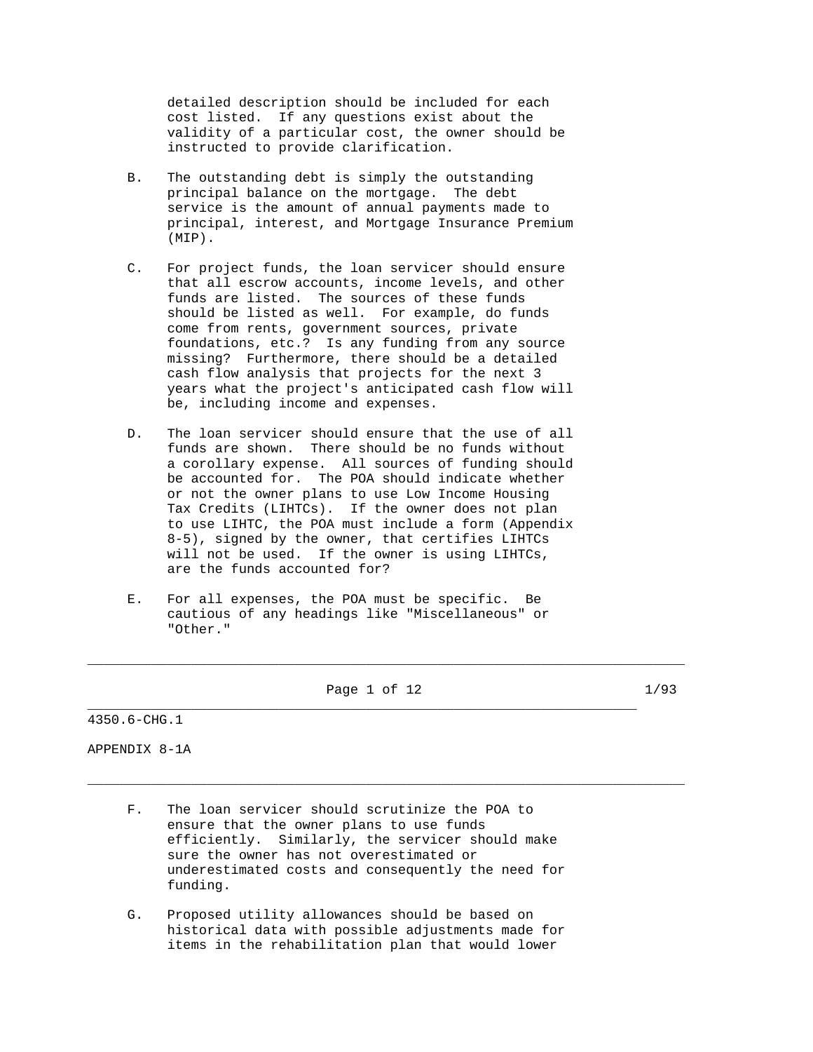detailed description should be included for each cost listed. If any questions exist about the validity of a particular cost, the owner should be instructed to provide clarification.

B. The outstanding debt is simply the outstanding principal balance on the mortgage. The debt service is the amount of annual payments made to principal, interest, and Mortgage Insurance Premium (MIP).

C. For project funds, the loan servicer should ensure that all escrow accounts, income levels, and other funds are listed. The sources of these funds should be listed as well. For example, do funds come from rents, government sources, private foundations, etc.? Is any funding from any source missing? Furthermore, there should be a detailed cash flow analysis that projects for the next 3 years what the project's anticipated cash flow will be, including income and expenses.

D. The loan servicer should ensure that the use of all funds are shown. There should be no funds without a corollary expense. All sources of funding should be accounted for. The POA should indicate whether or not the owner plans to use Low Income Housing Tax Credits (LIHTCs). If the owner does not plan to use LIHTC, the POA must include a form (Appendix 8-5), signed by the owner, that certifies LIHTCs will not be used. If the owner is using LIHTCs, are the funds accounted for?

E. For all expenses, the POA must be specific. Be cautious of any headings like "Miscellaneous" or "Other."

F. The loan servicer should scrutinize the POA to ensure that the owner plans to use funds efficiently. Similarly, the servicer should make sure the owner has not overestimated or underestimated costs and consequently the need for funding.

G. Proposed utility allowances should be based on historical data with possible adjustments made for items in the rehabilitation plan that would lower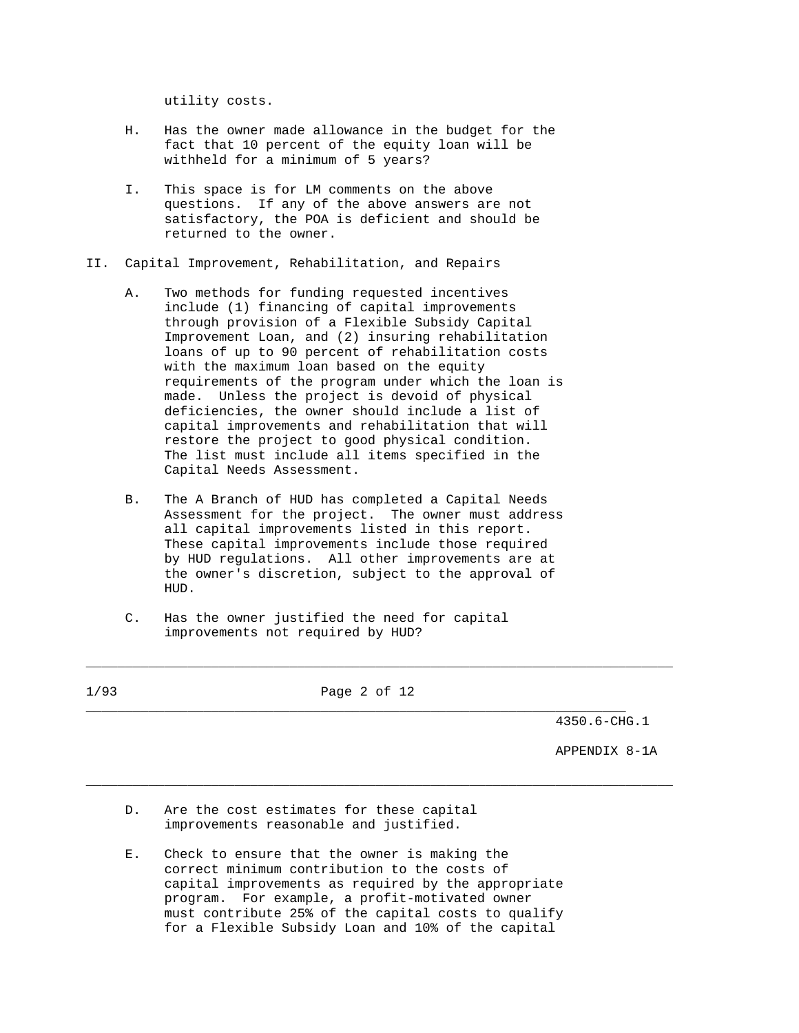utility costs.

H. Has the owner made allowance in the budget for the fact that 10 percent of the equity loan will be withheld for a minimum of 5 years?

I. This space is for LM comments on the above questions. If any of the above answers are not satisfactory, the POA is deficient and should be returned to the owner.

II. Capital Improvement, Rehabilitation, and Repairs

A. Two methods for funding requested incentives include (1) financing of capital improvements through provision of a Flexible Subsidy Capital Improvement Loan, and (2) insuring rehabilitation loans of up to 90 percent of rehabilitation costs with the maximum loan based on the equity requirements of the program under which the loan is made. Unless the project is devoid of physical deficiencies, the owner should include a list of capital improvements and rehabilitation that will restore the project to good physical condition. The list must include all items specified in the Capital Needs Assessment.

B. The A Branch of HUD has completed a Capital Needs Assessment for the project. The owner must address all capital improvements listed in this report. These capital improvements include those required by HUD regulations. All other improvements are at the owner's discretion, subject to the approval of HUD.

C. Has the owner justified the need for capital improvements not required by HUD?

D. Are the cost estimates for these capital improvements reasonable and justified.

E. Check to ensure that the owner is making the correct minimum contribution to the costs of capital improvements as required by the appropriate program. For example, a profit-motivated owner must contribute 25% of the capital costs to qualify for a Flexible Subsidy Loan and 10% of the capital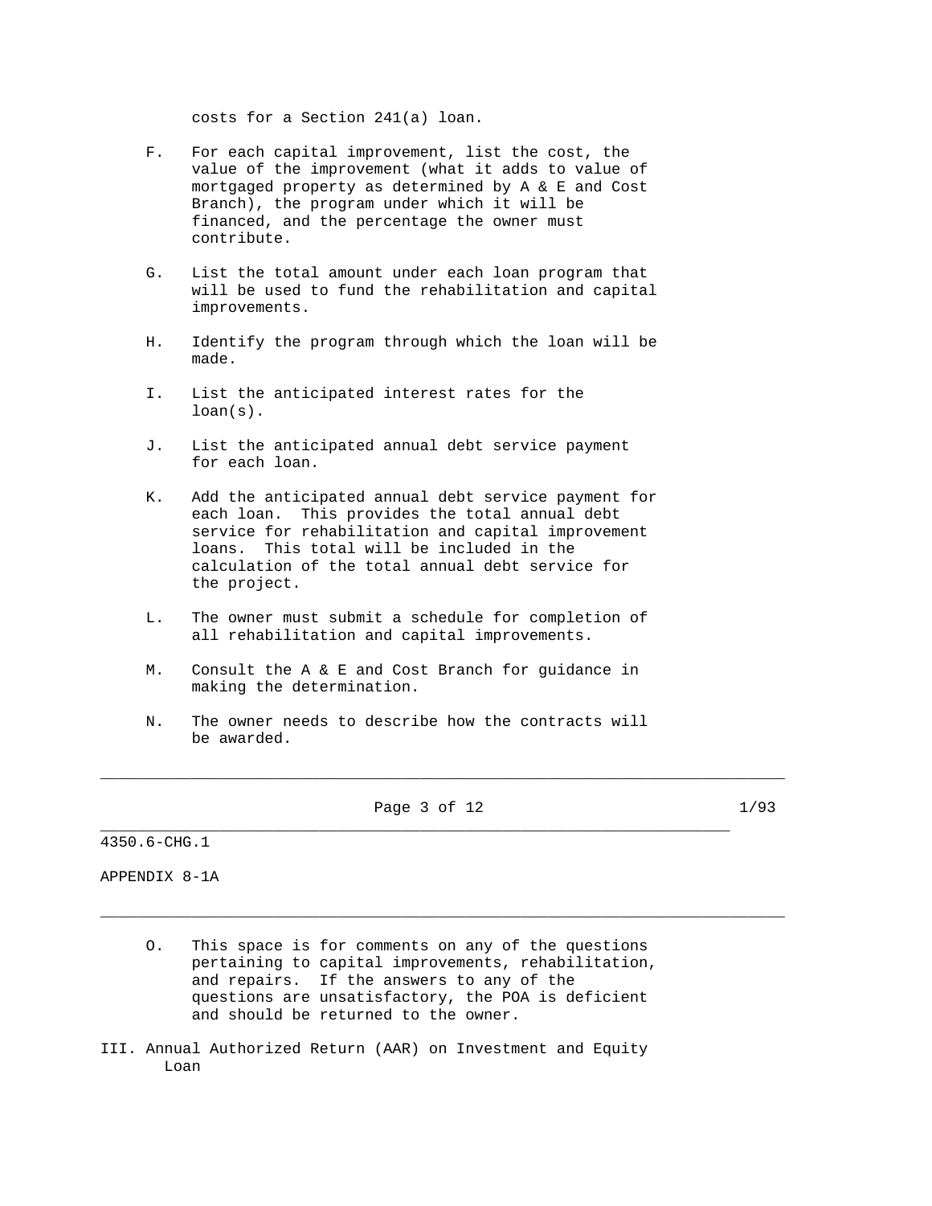costs for a Section 241(a) loan.

F. For each capital improvement, list the cost, the value of the improvement (what it adds to value of mortgaged property as determined by A & E and Cost Branch), the program under which it will be financed, and the percentage the owner must contribute.

G. List the total amount under each loan program that will be used to fund the rehabilitation and capital improvements.

H. Identify the program through which the loan will be made.

I. List the anticipated interest rates for the loan(s).

J. List the anticipated annual debt service payment for each loan.

K. Add the anticipated annual debt service payment for each loan. This provides the total annual debt service for rehabilitation and capital improvement loans. This total will be included in the calculation of the total annual debt service for the project.

L. The owner must submit a schedule for completion of all rehabilitation and capital improvements.

M. Consult the A & E and Cost Branch for guidance in making the determination.

N. The owner needs to describe how the contracts will be awarded.

O. This space is for comments on any of the questions pertaining to capital improvements, rehabilitation, and repairs. If the answers to any of the questions are unsatisfactory, the POA is deficient and should be returned to the owner.

III. Annual Authorized Return (AAR) on Investment and Equity Loan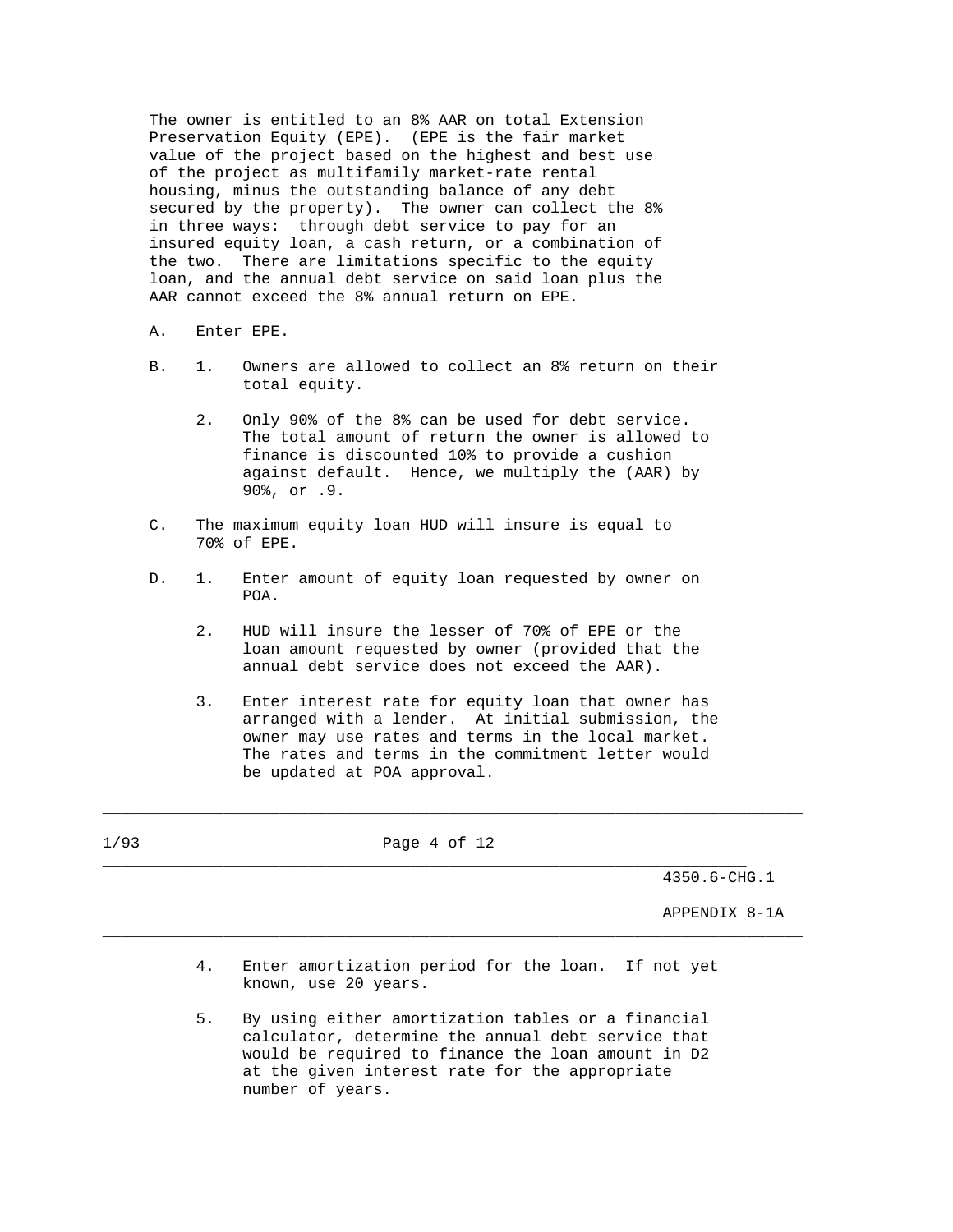The owner is entitled to an 8% AAR on total Extension Preservation Equity (EPE). (EPE is the fair market value of the project based on the highest and best use of the project as multifamily market-rate rental housing, minus the outstanding balance of any debt secured by the property). The owner can collect the 8% in three ways: through debt service to pay for an insured equity loan, a cash return, or a combination of the two. There are limitations specific to the equity loan, and the annual debt service on said loan plus the AAR cannot exceed the 8% annual return on EPE.

A. Enter EPE.

B. 1. Owners are allowed to collect an 8% return on their total equity.

   2. Only 90% of the 8% can be used for debt service. The total amount of return the owner is allowed to finance is discounted 10% to provide a cushion against default. Hence, we multiply the (AAR) by 90%, or .9.

C. The maximum equity loan HUD will insure is equal to 70% of EPE.

D. 1. Enter amount of equity loan requested by owner on POA.

   2. HUD will insure the lesser of 70% of EPE or the loan amount requested by owner (provided that the annual debt service does not exceed the AAR).

   3. Enter interest rate for equity loan that owner has arranged with a lender. At initial submission, the owner may use rates and terms in the local market. The rates and terms in the commitment letter would be updated at POA approval.

   4. Enter amortization period for the loan. If not yet known, use 20 years.

   5. By using either amortization tables or a financial calculator, determine the annual debt service that would be required to finance the loan amount in D2 at the given interest rate for the appropriate number of years.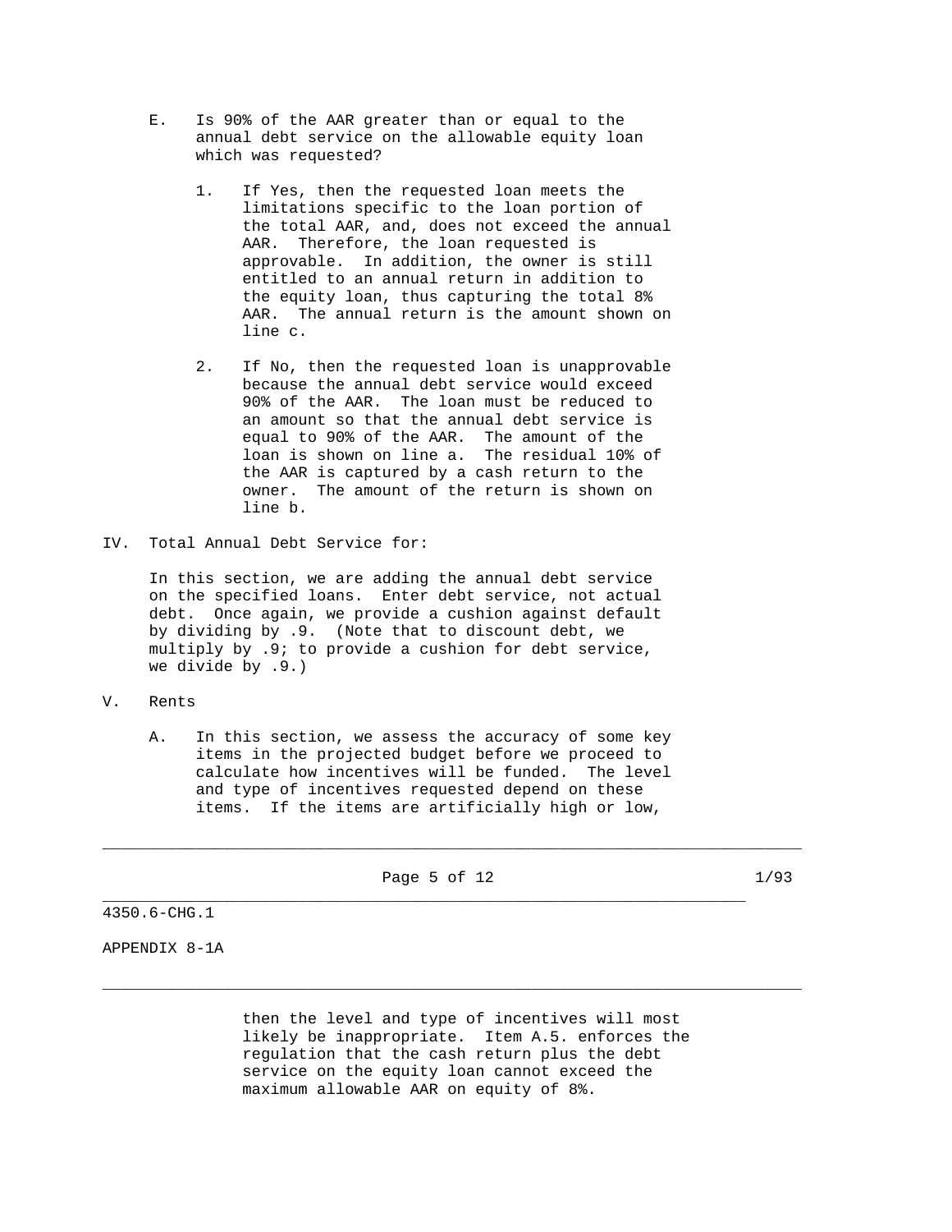E. Is 90% of the AAR greater than or equal to the annual debt service on the allowable equity loan which was requested?

1. If Yes, then the requested loan meets the limitations specific to the loan portion of the total AAR, and, does not exceed the annual AAR. Therefore, the loan requested is approvable. In addition, the owner is still entitled to an annual return in addition to the equity loan, thus capturing the total 8% AAR. The annual return is the amount shown on line c.

2. If No, then the requested loan is unapprovable because the annual debt service would exceed 90% of the AAR. The loan must be reduced to an amount so that the annual debt service is equal to 90% of the AAR. The amount of the loan is shown on line a. The residual 10% of the AAR is captured by a cash return to the owner. The amount of the return is shown on line b.

IV. Total Annual Debt Service for:

In this section, we are adding the annual debt service on the specified loans. Enter debt service, not actual debt. Once again, we provide a cushion against default by dividing by .9. (Note that to discount debt, we multiply by .9; to provide a cushion for debt service, we divide by .9.)

V. Rents

A. In this section, we assess the accuracy of some key items in the projected budget before we proceed to calculate how incentives will be funded. The level and type of incentives requested depend on these items. If the items are artificially high or low, then the level and type of incentives will most likely be inappropriate. Item A.5. enforces the regulation that the cash return plus the debt service on the equity loan cannot exceed the maximum allowable AAR on equity of 8%.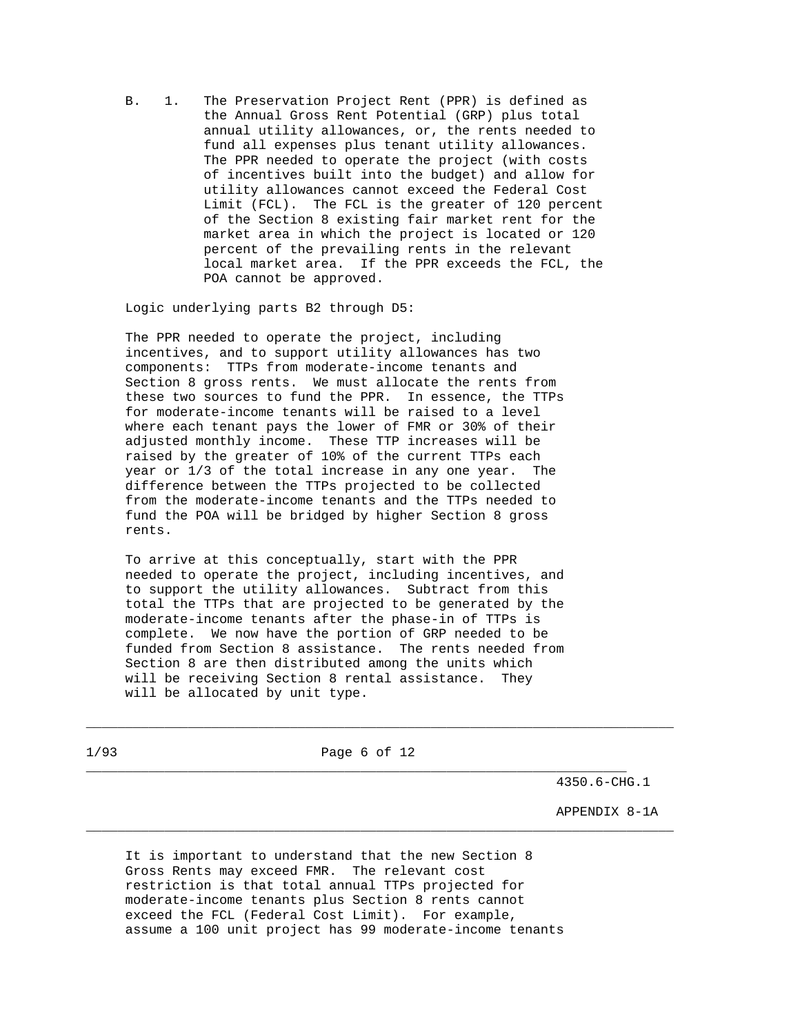B. 1. The Preservation Project Rent (PPR) is defined as the Annual Gross Rent Potential (GRP) plus total annual utility allowances, or, the rents needed to fund all expenses plus tenant utility allowances. The PPR needed to operate the project (with costs of incentives built into the budget) and allow for utility allowances cannot exceed the Federal Cost Limit (FCL). The FCL is the greater of 120 percent of the Section 8 existing fair market rent for the market area in which the project is located or 120 percent of the prevailing rents in the relevant local market area. If the PPR exceeds the FCL, the POA cannot be approved.

Logic underlying parts B2 through D5:

The PPR needed to operate the project, including incentives, and to support utility allowances has two components: TTPs from moderate-income tenants and Section 8 gross rents. We must allocate the rents from these two sources to fund the PPR. In essence, the TTPs for moderate-income tenants will be raised to a level where each tenant pays the lower of FMR or 30% of their adjusted monthly income. These TTP increases will be raised by the greater of 10% of the current TTPs each year or 1/3 of the total increase in any one year. The difference between the TTPs projected to be collected from the moderate-income tenants and the TTPs needed to fund the POA will be bridged by higher Section 8 gross rents.

To arrive at this conceptually, start with the PPR needed to operate the project, including incentives, and to support the utility allowances. Subtract from this total the TTPs that are projected to be generated by the moderate-income tenants after the phase-in of TTPs is complete. We now have the portion of GRP needed to be funded from Section 8 assistance. The rents needed from Section 8 are then distributed among the units which will be receiving Section 8 rental assistance. They will be allocated by unit type.

It is important to understand that the new Section 8 Gross Rents may exceed FMR. The relevant cost restriction is that total annual TTPs projected for moderate-income tenants plus Section 8 rents cannot exceed the FCL (Federal Cost Limit). For example, assume a 100 unit project has 99 moderate-income tenants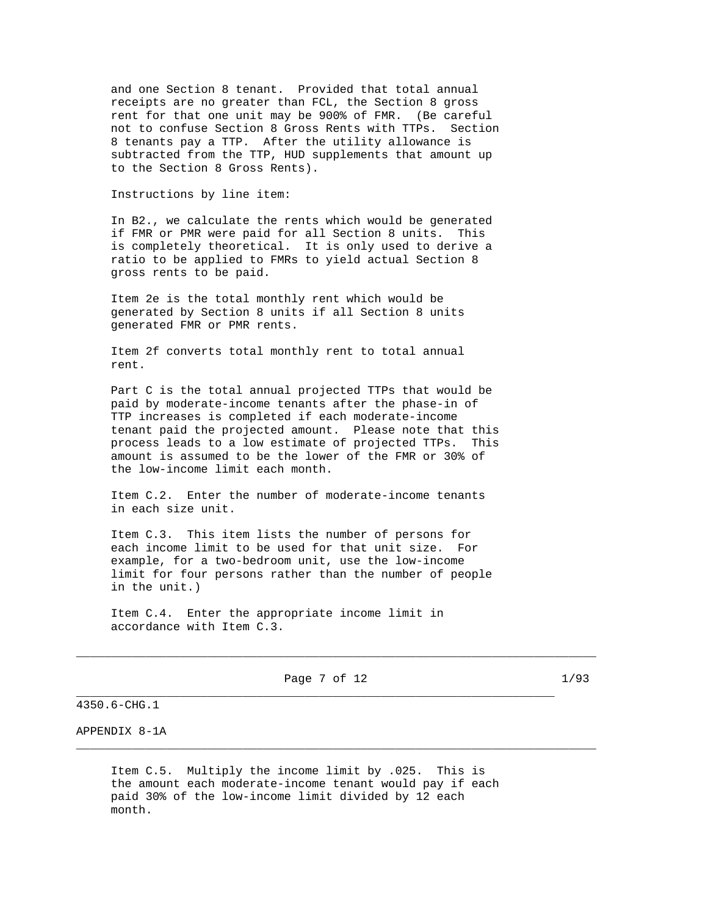and one Section 8 tenant. Provided that total annual receipts are no greater than FCL, the Section 8 gross rent for that one unit may be 900% of FMR. (Be careful not to confuse Section 8 Gross Rents with TTPs. Section 8 tenants pay a TTP. After the utility allowance is subtracted from the TTP, HUD supplements that amount up to the Section 8 Gross Rents).

Instructions by line item:

In B2., we calculate the rents which would be generated if FMR or PMR were paid for all Section 8 units. This is completely theoretical. It is only used to derive a ratio to be applied to FMRs to yield actual Section 8 gross rents to be paid.

Item 2e is the total monthly rent which would be generated by Section 8 units if all Section 8 units generated FMR or PMR rents.

Item 2f converts total monthly rent to total annual rent.

Part C is the total annual projected TTPs that would be paid by moderate-income tenants after the phase-in of TTP increases is completed if each moderate-income tenant paid the projected amount. Please note that this process leads to a low estimate of projected TTPs. This amount is assumed to be the lower of the FMR or 30% of the low-income limit each month.

Item C.2. Enter the number of moderate-income tenants in each size unit.

Item C.3. This item lists the number of persons for each income limit to be used for that unit size. For example, for a two-bedroom unit, use the low-income limit for four persons rather than the number of people in the unit.)

Item C.4. Enter the appropriate income limit in accordance with Item C.3.

Item C.5. Multiply the income limit by .025. This is the amount each moderate-income tenant would pay if each paid 30% of the low-income limit divided by 12 each month.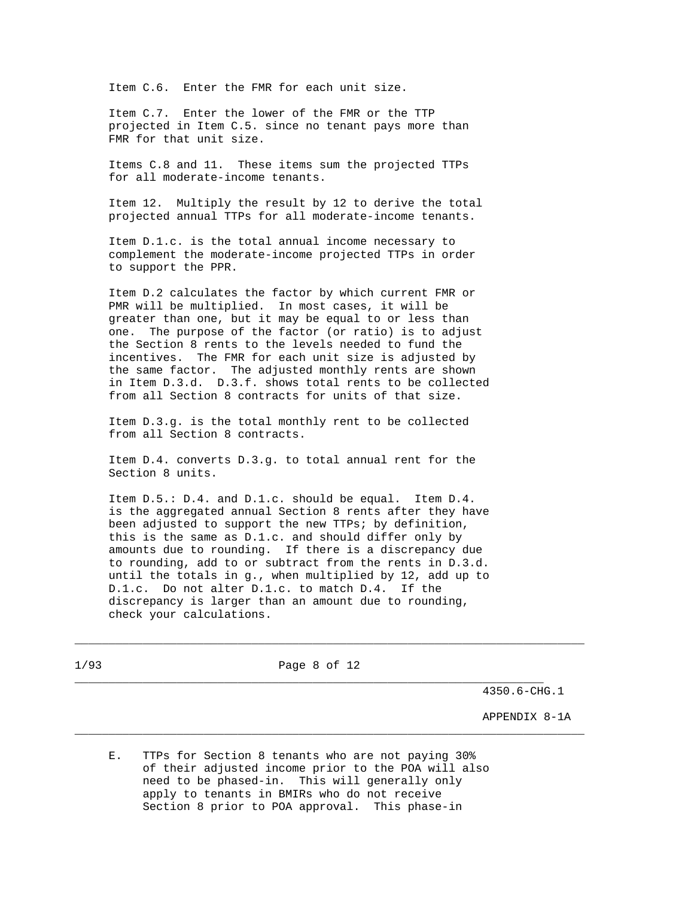Item C.6. Enter the FMR for each unit size.

Item C.7. Enter the lower of the FMR or the TTP projected in Item C.5. since no tenant pays more than FMR for that unit size.

Items C.8 and 11. These items sum the projected TTPs for all moderate-income tenants.

Item 12. Multiply the result by 12 to derive the total projected annual TTPs for all moderate-income tenants.

Item D.1.c. is the total annual income necessary to complement the moderate-income projected TTPs in order to support the PPR.

Item D.2 calculates the factor by which current FMR or PMR will be multiplied. In most cases, it will be greater than one, but it may be equal to or less than one. The purpose of the factor (or ratio) is to adjust the Section 8 rents to the levels needed to fund the incentives. The FMR for each unit size is adjusted by the same factor. The adjusted monthly rents are shown in Item D.3.d. D.3.f. shows total rents to be collected from all Section 8 contracts for units of that size.

Item D.3.g. is the total monthly rent to be collected from all Section 8 contracts.

Item D.4. converts D.3.g. to total annual rent for the Section 8 units.

Item D.5.: D.4. and D.1.c. should be equal. Item D.4. is the aggregated annual Section 8 rents after they have been adjusted to support the new TTPs; by definition, this is the same as D.1.c. and should differ only by amounts due to rounding. If there is a discrepancy due to rounding, add to or subtract from the rents in D.3.d. until the totals in g., when multiplied by 12, add up to D.1.c. Do not alter D.1.c. to match D.4. If the discrepancy is larger than an amount due to rounding, check your calculations.

E. TTPs for Section 8 tenants who are not paying 30% of their adjusted income prior to the POA will also need to be phased-in. This will generally only apply to tenants in BMIRs who do not receive Section 8 prior to POA approval. This phase-in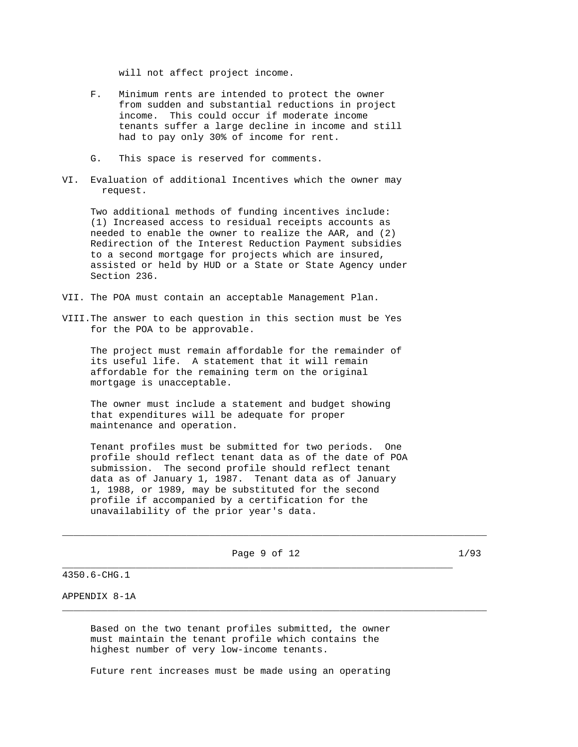will not affect project income.

F. Minimum rents are intended to protect the owner from sudden and substantial reductions in project income. This could occur if moderate income tenants suffer a large decline in income and still had to pay only 30% of income for rent.

G. This space is reserved for comments.

VI. Evaluation of additional Incentives which the owner may request.

Two additional methods of funding incentives include: (1) Increased access to residual receipts accounts as needed to enable the owner to realize the AAR, and (2) Redirection of the Interest Reduction Payment subsidies to a second mortgage for projects which are insured, assisted or held by HUD or a State or State Agency under Section 236.

VII. The POA must contain an acceptable Management Plan.

VIII. The answer to each question in this section must be Yes for the POA to be approvable.

The project must remain affordable for the remainder of its useful life. A statement that it will remain affordable for the remaining term on the original mortgage is unacceptable.

The owner must include a statement and budget showing that expenditures will be adequate for proper maintenance and operation.

Tenant profiles must be submitted for two periods. One profile should reflect tenant data as of the date of POA submission. The second profile should reflect tenant data as of January 1, 1987. Tenant data as of January 1, 1988, or 1989, may be substituted for the second profile if accompanied by a certification for the unavailability of the prior year's data.

Based on the two tenant profiles submitted, the owner must maintain the tenant profile which contains the highest number of very low-income tenants.

Future rent increases must be made using an operating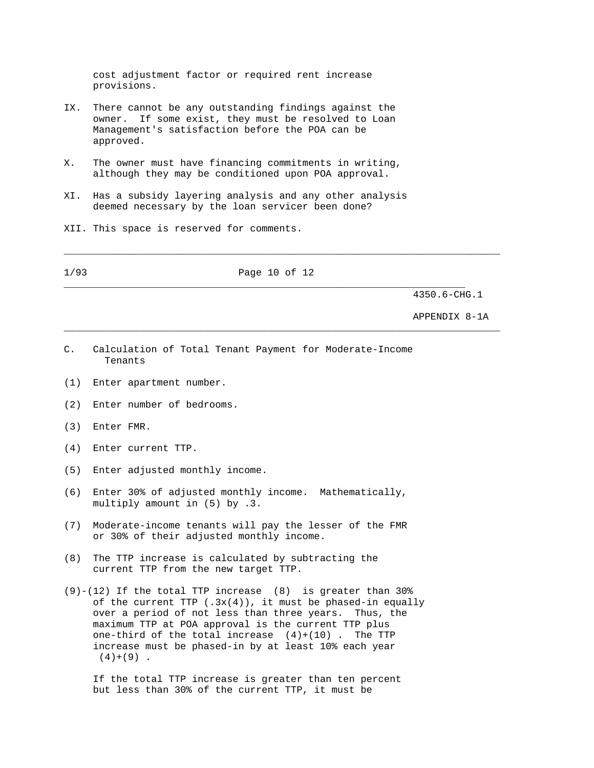cost adjustment factor or required rent increase provisions.

IX. There cannot be any outstanding findings against the owner. If some exist, they must be resolved to Loan Management's satisfaction before the POA can be approved.

X. The owner must have financing commitments in writing, although they may be conditioned upon POA approval.

XI. Has a subsidy layering analysis and any other analysis deemed necessary by the loan servicer been done?

XII. This space is reserved for comments.

C. Calculation of Total Tenant Payment for Moderate-Income Tenants

(1) Enter apartment number.

(2) Enter number of bedrooms.

(3) Enter FMR.

(4) Enter current TTP.

(5) Enter adjusted monthly income.

(6) Enter 30% of adjusted monthly income. Mathematically, multiply amount in (5) by .3.

(7) Moderate-income tenants will pay the lesser of the FMR or 30% of their adjusted monthly income.

(8) The TTP increase is calculated by subtracting the current TTP from the new target TTP.

(9)-(12) If the total TTP increase (8) is greater than 30% of the current TTP (.3x(4)), it must be phased-in equally over a period of not less than three years. Thus, the maximum TTP at POA approval is the current TTP plus one-third of the total increase (4)+(10) . The TTP increase must be phased-in by at least 10% each year (4)+(9) .

If the total TTP increase is greater than ten percent but less than 30% of the current TTP, it must be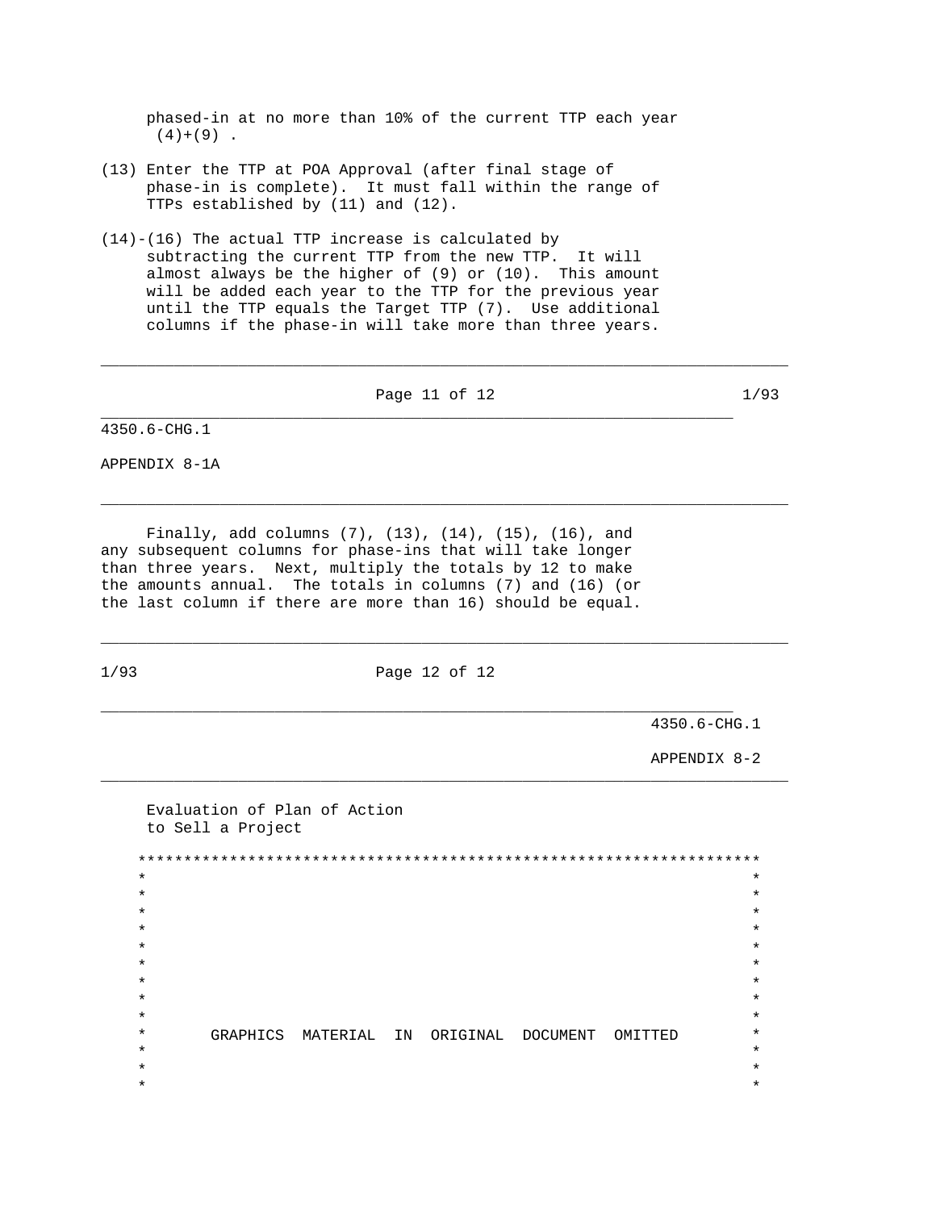phased-in at no more than 10% of the current TTP each year (4)+(9) .

(13) Enter the TTP at POA Approval (after final stage of phase-in is complete). It must fall within the range of TTPs established by (11) and (12).

(14)-(16) The actual TTP increase is calculated by subtracting the current TTP from the new TTP. It will almost always be the higher of (9) or (10). This amount will be added each year to the TTP for the previous year until the TTP equals the Target TTP (7). Use additional columns if the phase-in will take more than three years.

Finally, add columns (7), (13), (14), (15), (16), and any subsequent columns for phase-ins that will take longer than three years. Next, multiply the totals by 12 to make the amounts annual. The totals in columns (7) and (16) (or the last column if there are more than 16) should be equal.

APPENDIX 8-2

Evaluation of Plan of Action
to Sell a Project

GRAPHICS MATERIAL IN ORIGINAL DOCUMENT OMITTED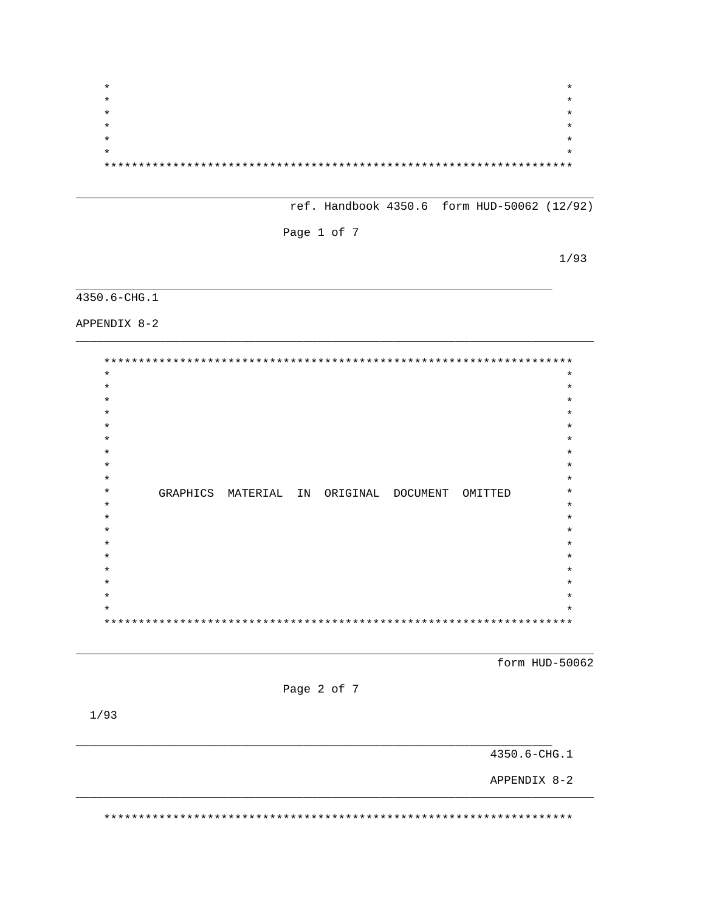ref. Handbook 4350.6 form HUD-50062 (12/92)

GRAPHICS MATERIAL IN ORIGINAL DOCUMENT OMITTED

form HUD-50062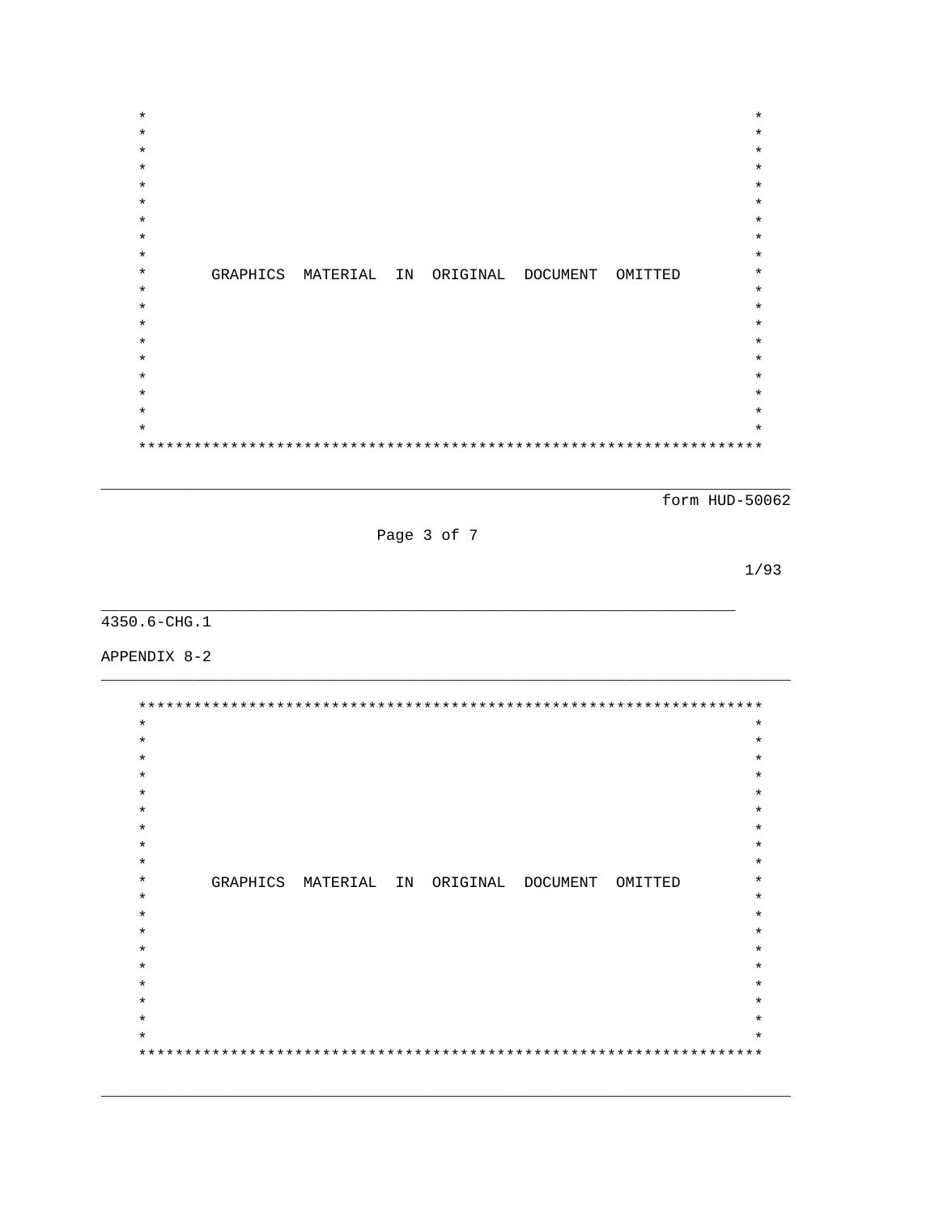GRAPHICS MATERIAL IN ORIGINAL DOCUMENT OMITTED

form HUD-50062

1/93

GRAPHICS MATERIAL IN ORIGINAL DOCUMENT OMITTED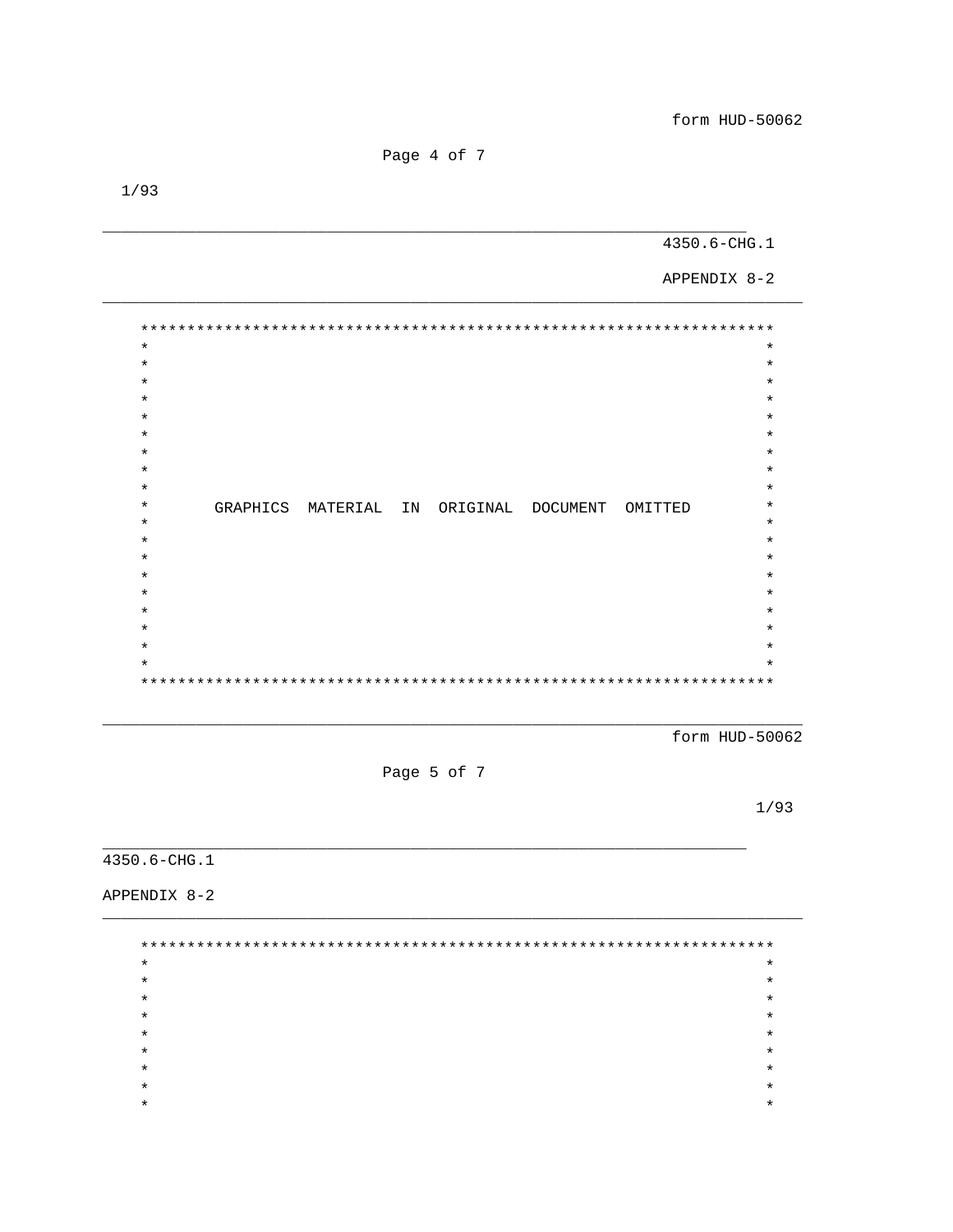```
**********************************************************************
*                                                                    *
*                                                                    *
*                                                                    *
*                                                                    *
*                                                                    *
*                                                                    *
*                                                                    *
*                                                                    *
*                                                                    *
*       GRAPHICS  MATERIAL  IN  ORIGINAL  DOCUMENT  OMITTED          *
*                                                                    *
*                                                                    *
*                                                                    *
*                                                                    *
*                                                                    *
*                                                                    *
*                                                                    *
*                                                                    *
*                                                                    *
**********************************************************************
```

```
**********************************************************************
*                                                                    *
*                                                                    *
*                                                                    *
*                                                                    *
*                                                                    *
*                                                                    *
*                                                                    *
*                                                                    *
*                                                                    *
```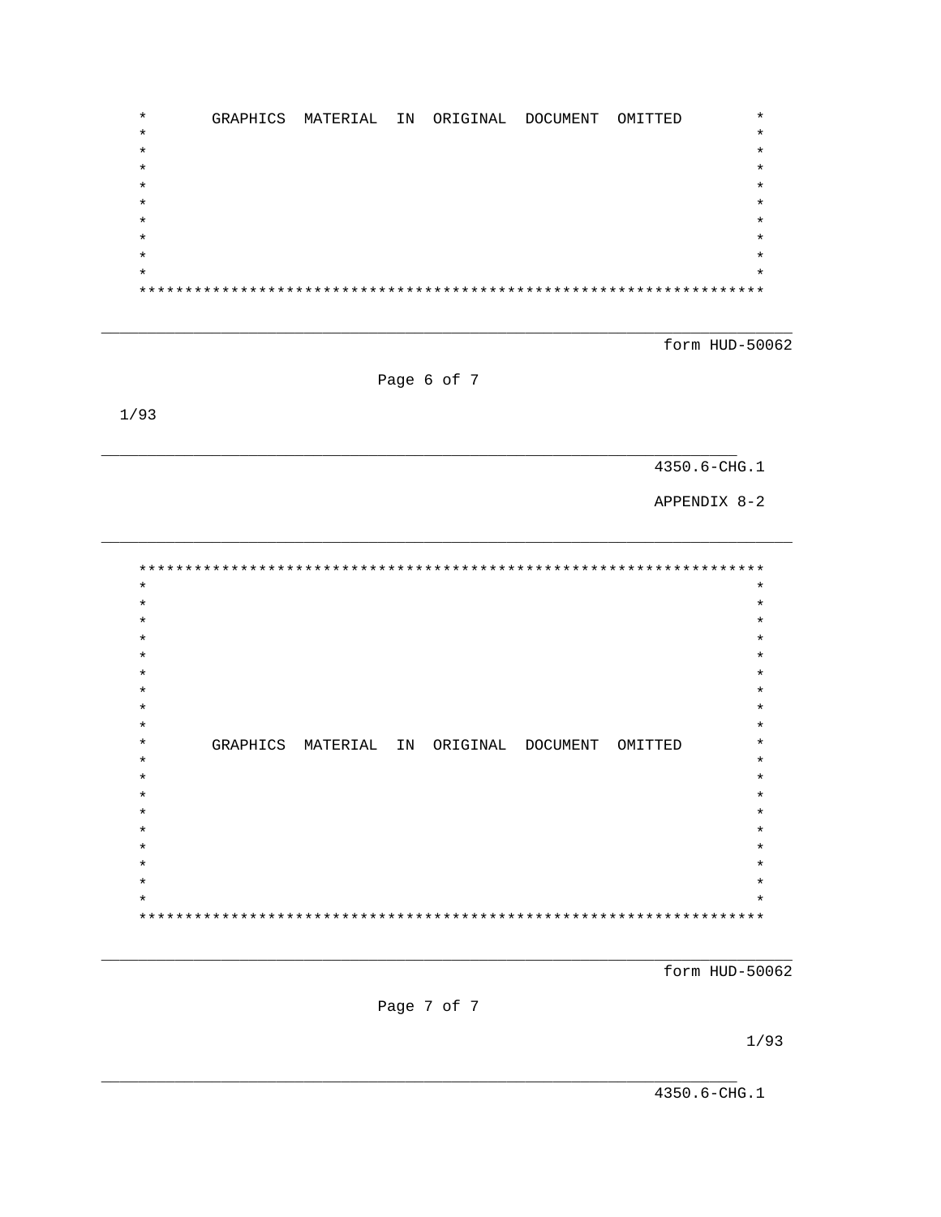GRAPHICS MATERIAL IN ORIGINAL DOCUMENT OMITTED

form HUD-50062

1/93

APPENDIX 8-2

GRAPHICS MATERIAL IN ORIGINAL DOCUMENT OMITTED

form HUD-50062

1/93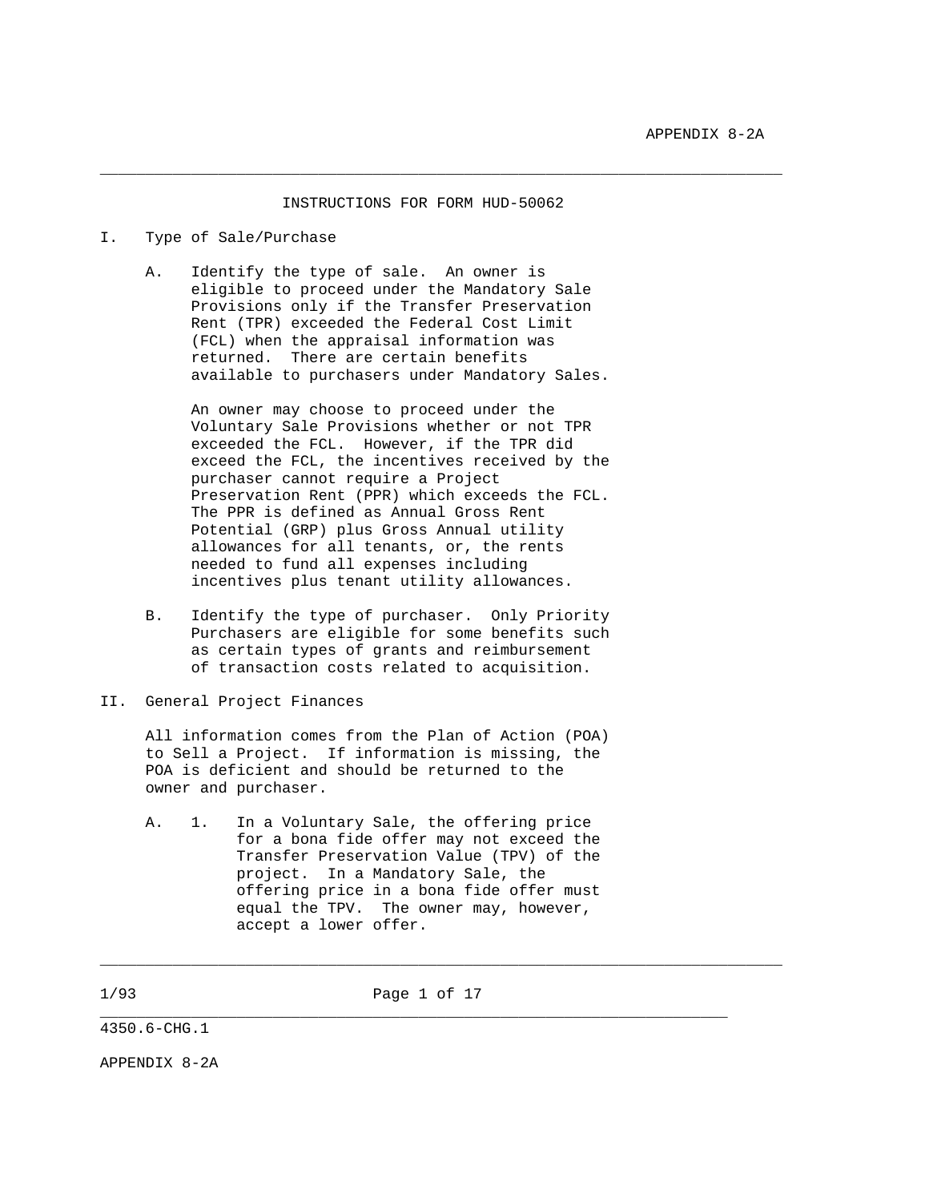## INSTRUCTIONS FOR FORM HUD-50062

I. Type of Sale/Purchase

A. Identify the type of sale. An owner is eligible to proceed under the Mandatory Sale Provisions only if the Transfer Preservation Rent (TPR) exceeded the Federal Cost Limit (FCL) when the appraisal information was returned. There are certain benefits available to purchasers under Mandatory Sales.

An owner may choose to proceed under the Voluntary Sale Provisions whether or not TPR exceeded the FCL. However, if the TPR did exceed the FCL, the incentives received by the purchaser cannot require a Project Preservation Rent (PPR) which exceeds the FCL. The PPR is defined as Annual Gross Rent Potential (GRP) plus Gross Annual utility allowances for all tenants, or, the rents needed to fund all expenses including incentives plus tenant utility allowances.

B. Identify the type of purchaser. Only Priority Purchasers are eligible for some benefits such as certain types of grants and reimbursement of transaction costs related to acquisition.

II. General Project Finances

All information comes from the Plan of Action (POA) to Sell a Project. If information is missing, the POA is deficient and should be returned to the owner and purchaser.

A. 1. In a Voluntary Sale, the offering price for a bona fide offer may not exceed the Transfer Preservation Value (TPV) of the project. In a Mandatory Sale, the offering price in a bona fide offer must equal the TPV. The owner may, however, accept a lower offer.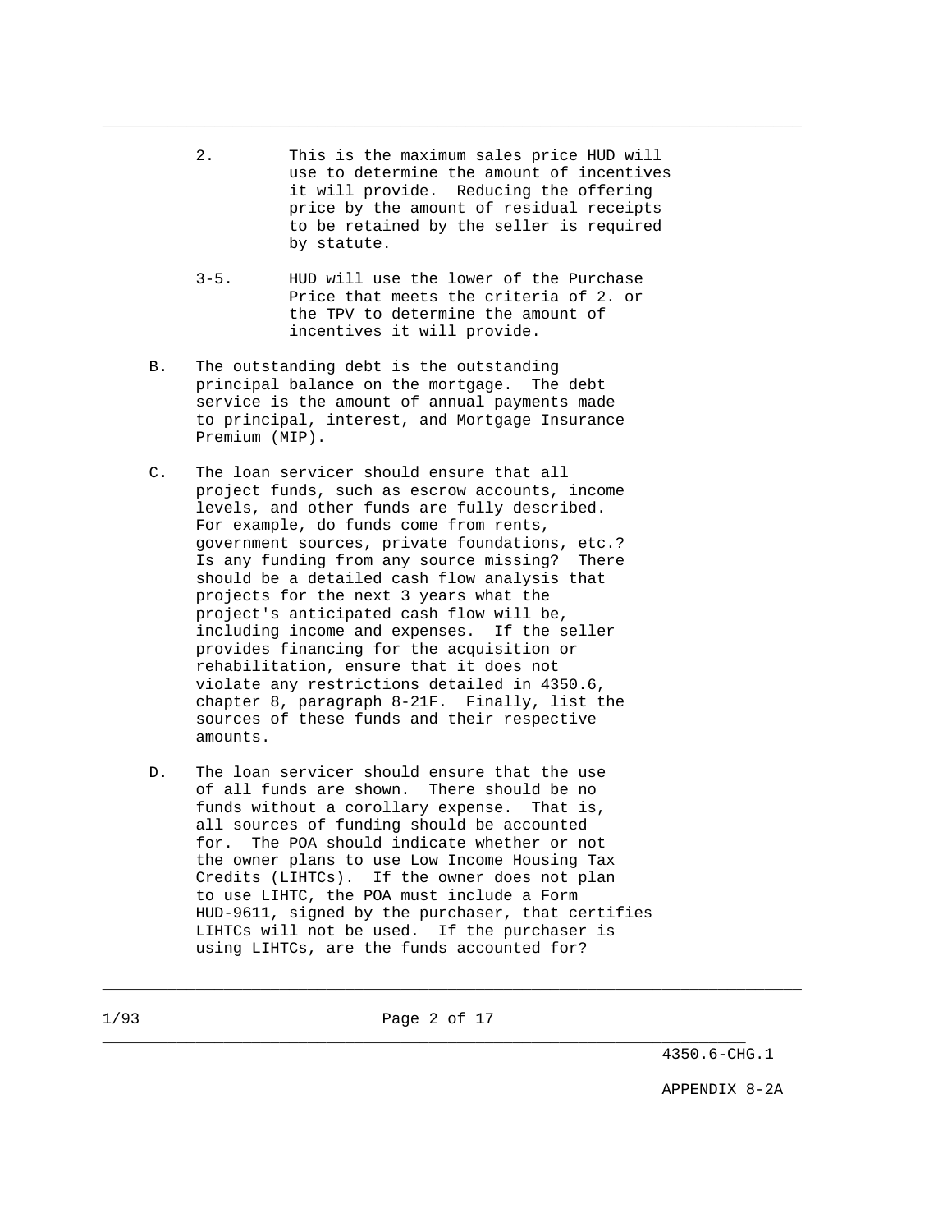2. This is the maximum sales price HUD will use to determine the amount of incentives it will provide. Reducing the offering price by the amount of residual receipts to be retained by the seller is required by statute.

3-5. HUD will use the lower of the Purchase Price that meets the criteria of 2. or the TPV to determine the amount of incentives it will provide.

B. The outstanding debt is the outstanding principal balance on the mortgage. The debt service is the amount of annual payments made to principal, interest, and Mortgage Insurance Premium (MIP).

C. The loan servicer should ensure that all project funds, such as escrow accounts, income levels, and other funds are fully described. For example, do funds come from rents, government sources, private foundations, etc.? Is any funding from any source missing? There should be a detailed cash flow analysis that projects for the next 3 years what the project's anticipated cash flow will be, including income and expenses. If the seller provides financing for the acquisition or rehabilitation, ensure that it does not violate any restrictions detailed in 4350.6, chapter 8, paragraph 8-21F. Finally, list the sources of these funds and their respective amounts.

D. The loan servicer should ensure that the use of all funds are shown. There should be no funds without a corollary expense. That is, all sources of funding should be accounted for. The POA should indicate whether or not the owner plans to use Low Income Housing Tax Credits (LIHTCs). If the owner does not plan to use LIHTC, the POA must include a Form HUD-9611, signed by the purchaser, that certifies LIHTCs will not be used. If the purchaser is using LIHTCs, are the funds accounted for?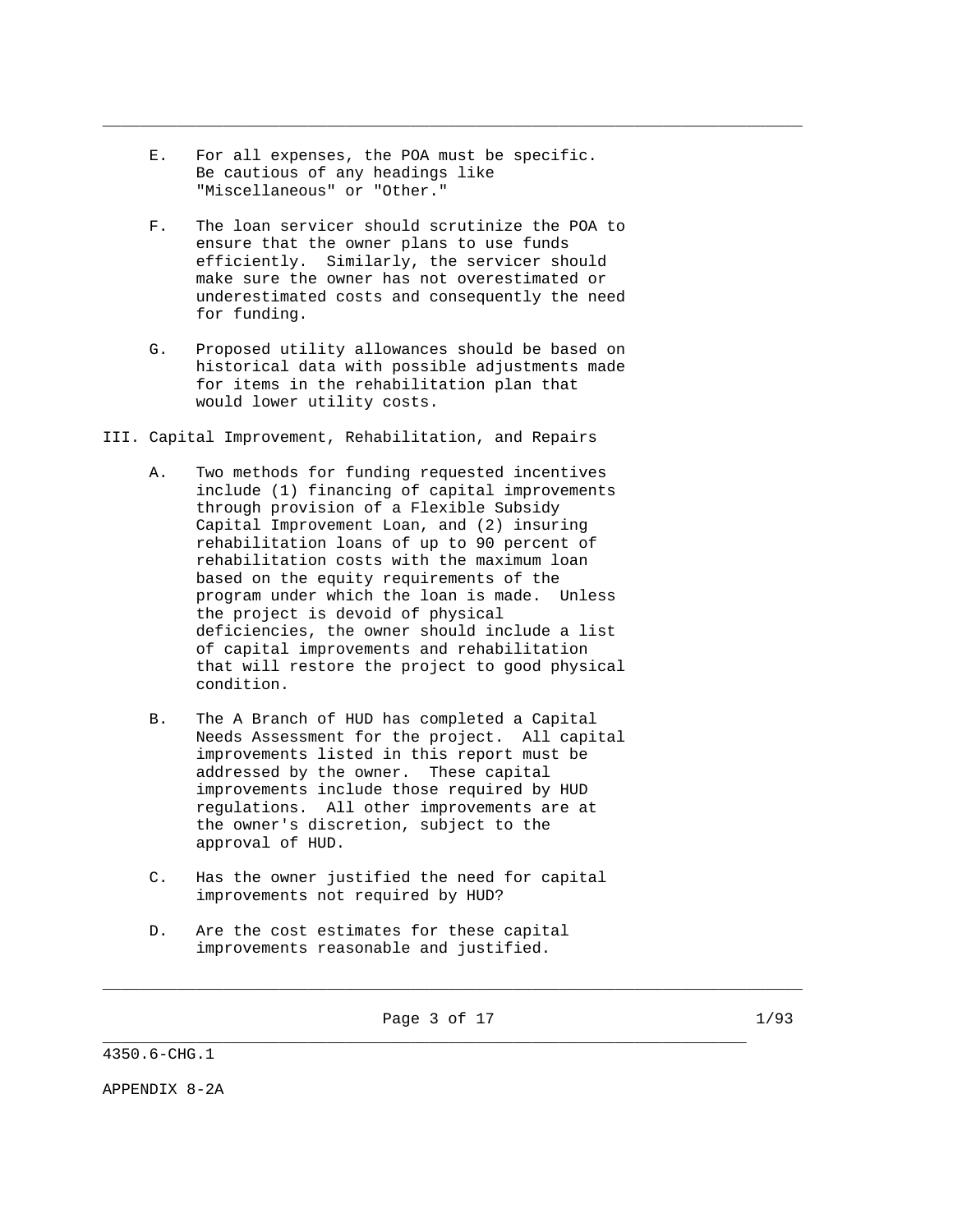E. For all expenses, the POA must be specific. Be cautious of any headings like "Miscellaneous" or "Other."

F. The loan servicer should scrutinize the POA to ensure that the owner plans to use funds efficiently. Similarly, the servicer should make sure the owner has not overestimated or underestimated costs and consequently the need for funding.

G. Proposed utility allowances should be based on historical data with possible adjustments made for items in the rehabilitation plan that would lower utility costs.

III. Capital Improvement, Rehabilitation, and Repairs

A. Two methods for funding requested incentives include (1) financing of capital improvements through provision of a Flexible Subsidy Capital Improvement Loan, and (2) insuring rehabilitation loans of up to 90 percent of rehabilitation costs with the maximum loan based on the equity requirements of the program under which the loan is made. Unless the project is devoid of physical deficiencies, the owner should include a list of capital improvements and rehabilitation that will restore the project to good physical condition.

B. The A Branch of HUD has completed a Capital Needs Assessment for the project. All capital improvements listed in this report must be addressed by the owner. These capital improvements include those required by HUD regulations. All other improvements are at the owner's discretion, subject to the approval of HUD.

C. Has the owner justified the need for capital improvements not required by HUD?

D. Are the cost estimates for these capital improvements reasonable and justified.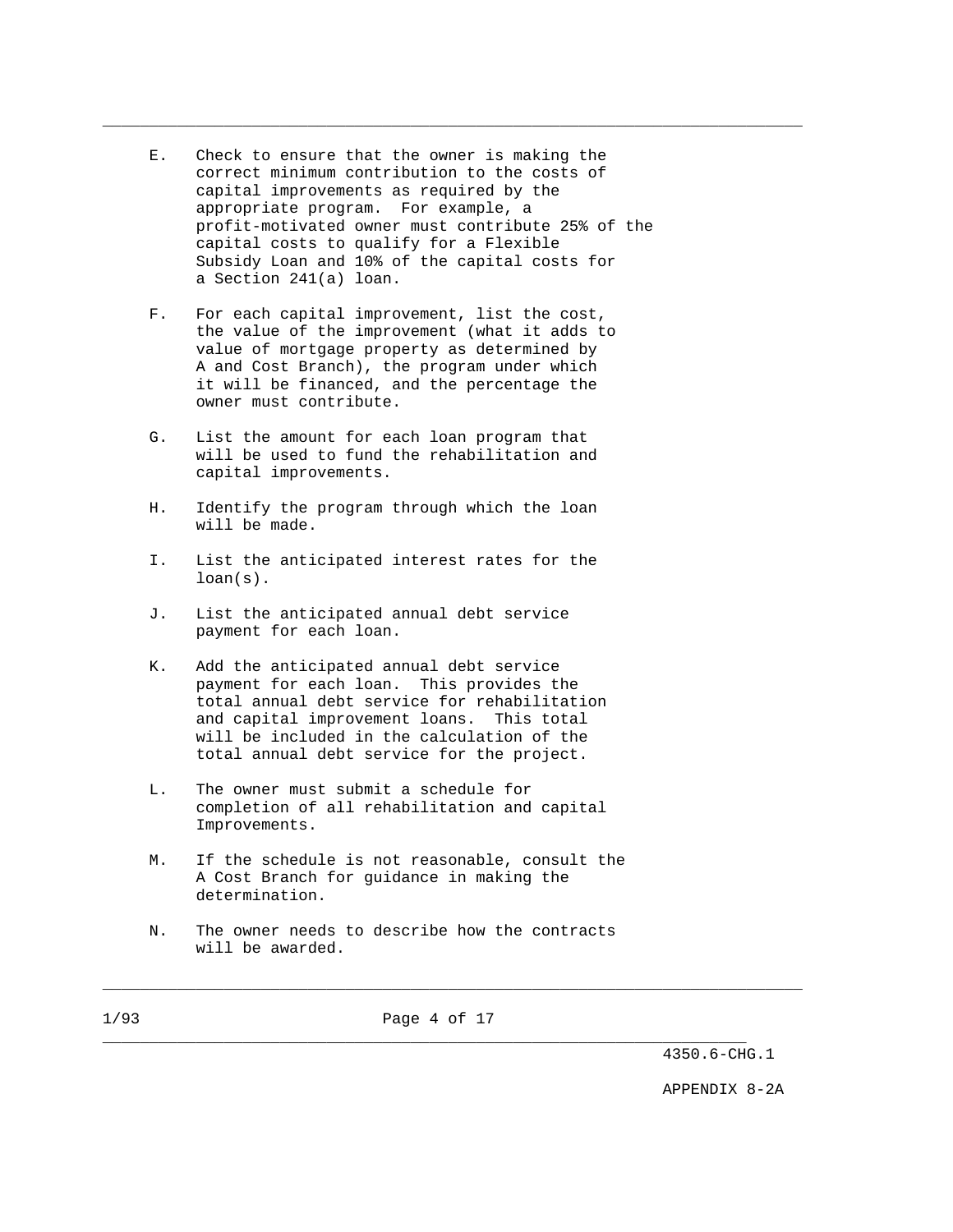E. Check to ensure that the owner is making the correct minimum contribution to the costs of capital improvements as required by the appropriate program. For example, a profit-motivated owner must contribute 25% of the capital costs to qualify for a Flexible Subsidy Loan and 10% of the capital costs for a Section 241(a) loan.

F. For each capital improvement, list the cost, the value of the improvement (what it adds to value of mortgage property as determined by A and Cost Branch), the program under which it will be financed, and the percentage the owner must contribute.

G. List the amount for each loan program that will be used to fund the rehabilitation and capital improvements.

H. Identify the program through which the loan will be made.

I. List the anticipated interest rates for the loan(s).

J. List the anticipated annual debt service payment for each loan.

K. Add the anticipated annual debt service payment for each loan. This provides the total annual debt service for rehabilitation and capital improvement loans. This total will be included in the calculation of the total annual debt service for the project.

L. The owner must submit a schedule for completion of all rehabilitation and capital Improvements.

M. If the schedule is not reasonable, consult the A Cost Branch for guidance in making the determination.

N. The owner needs to describe how the contracts will be awarded.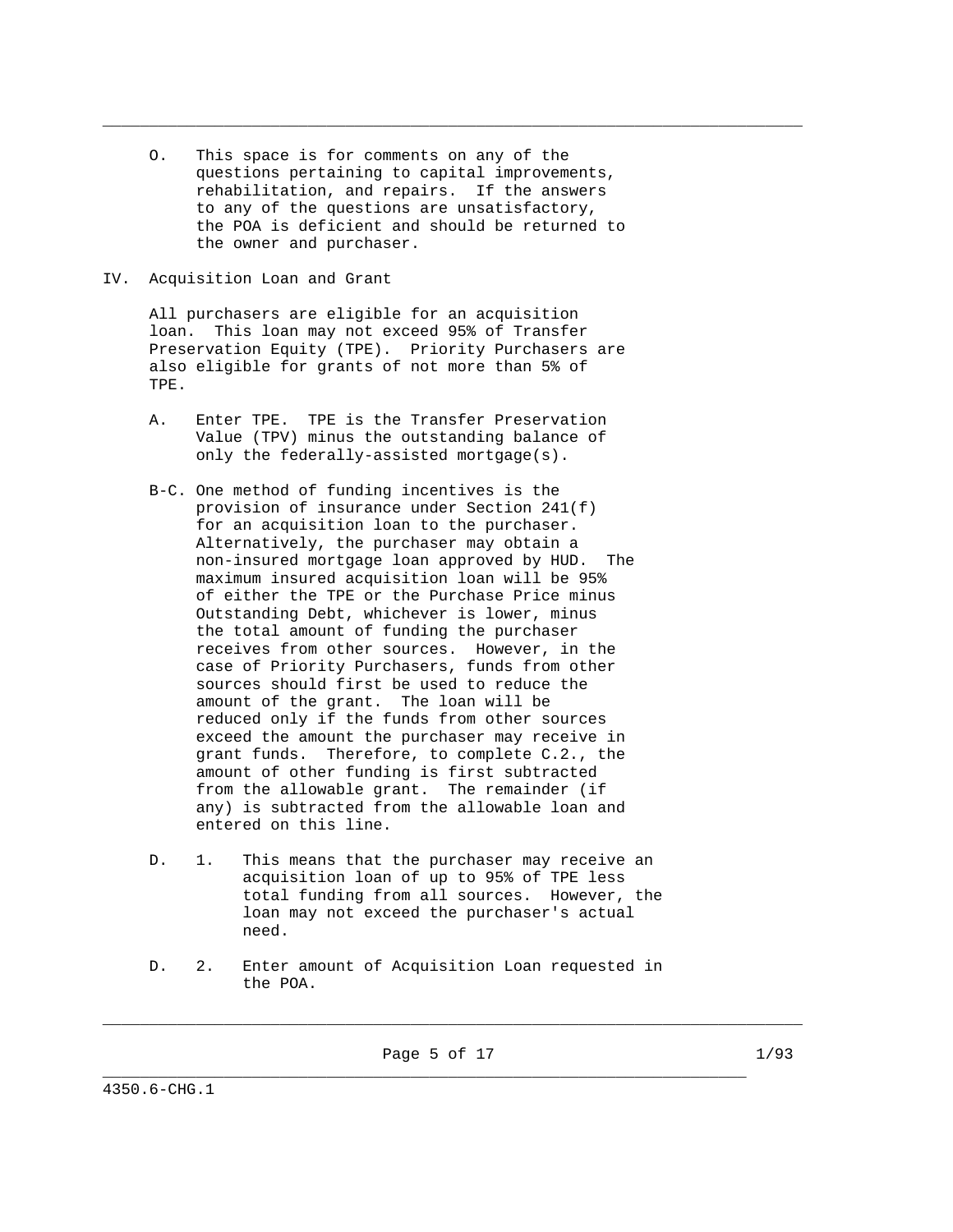O. This space is for comments on any of the questions pertaining to capital improvements, rehabilitation, and repairs. If the answers to any of the questions are unsatisfactory, the POA is deficient and should be returned to the owner and purchaser.

IV. Acquisition Loan and Grant

All purchasers are eligible for an acquisition loan. This loan may not exceed 95% of Transfer Preservation Equity (TPE). Priority Purchasers are also eligible for grants of not more than 5% of TPE.

A. Enter TPE. TPE is the Transfer Preservation Value (TPV) minus the outstanding balance of only the federally-assisted mortgage(s).

B-C. One method of funding incentives is the provision of insurance under Section 241(f) for an acquisition loan to the purchaser. Alternatively, the purchaser may obtain a non-insured mortgage loan approved by HUD. The maximum insured acquisition loan will be 95% of either the TPE or the Purchase Price minus Outstanding Debt, whichever is lower, minus the total amount of funding the purchaser receives from other sources. However, in the case of Priority Purchasers, funds from other sources should first be used to reduce the amount of the grant. The loan will be reduced only if the funds from other sources exceed the amount the purchaser may receive in grant funds. Therefore, to complete C.2., the amount of other funding is first subtracted from the allowable grant. The remainder (if any) is subtracted from the allowable loan and entered on this line.

D. 1. This means that the purchaser may receive an acquisition loan of up to 95% of TPE less total funding from all sources. However, the loan may not exceed the purchaser's actual need.

D. 2. Enter amount of Acquisition Loan requested in the POA.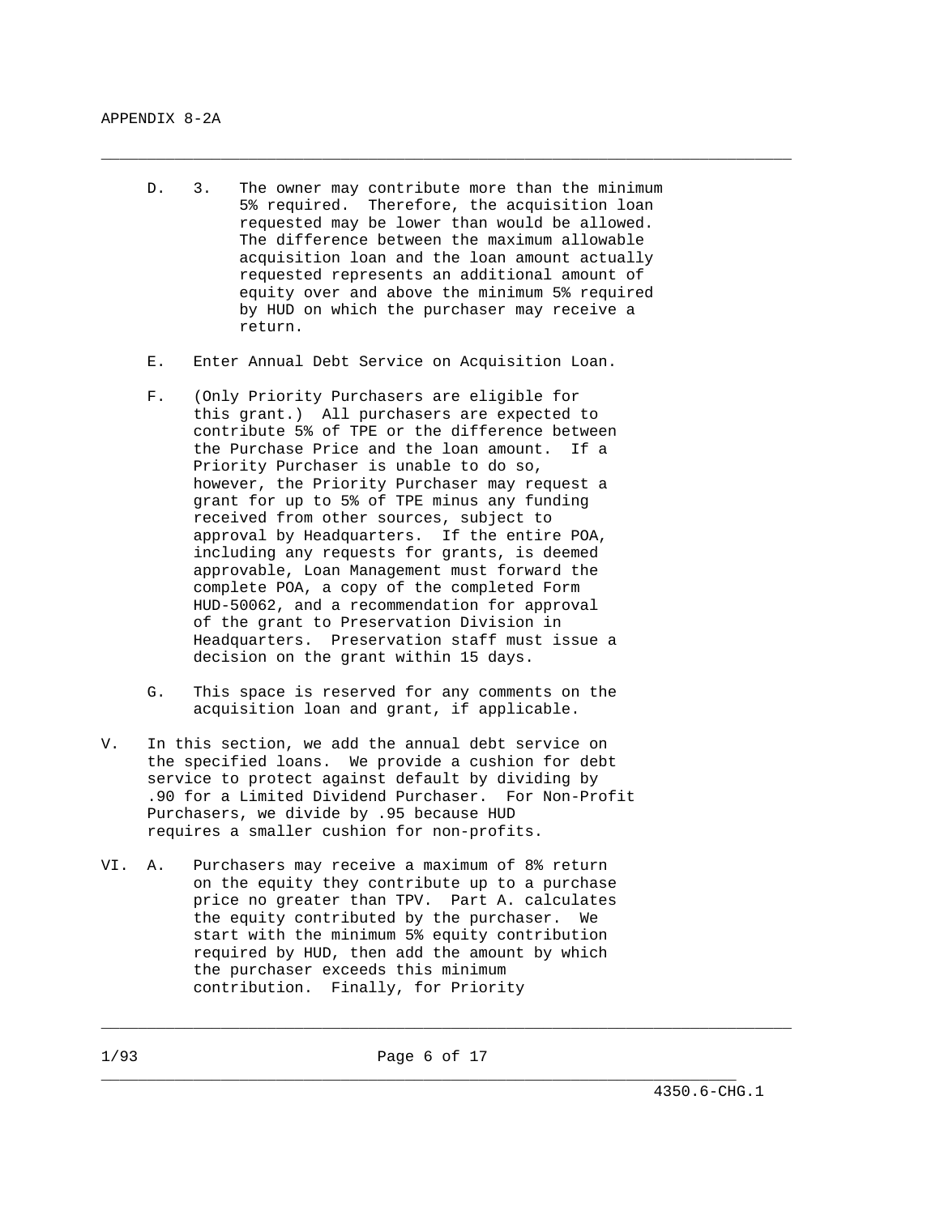D. 3. The owner may contribute more than the minimum 5% required. Therefore, the acquisition loan requested may be lower than would be allowed. The difference between the maximum allowable acquisition loan and the loan amount actually requested represents an additional amount of equity over and above the minimum 5% required by HUD on which the purchaser may receive a return.

E. Enter Annual Debt Service on Acquisition Loan.

F. (Only Priority Purchasers are eligible for this grant.) All purchasers are expected to contribute 5% of TPE or the difference between the Purchase Price and the loan amount. If a Priority Purchaser is unable to do so, however, the Priority Purchaser may request a grant for up to 5% of TPE minus any funding received from other sources, subject to approval by Headquarters. If the entire POA, including any requests for grants, is deemed approvable, Loan Management must forward the complete POA, a copy of the completed Form HUD-50062, and a recommendation for approval of the grant to Preservation Division in Headquarters. Preservation staff must issue a decision on the grant within 15 days.

G. This space is reserved for any comments on the acquisition loan and grant, if applicable.

V. In this section, we add the annual debt service on the specified loans. We provide a cushion for debt service to protect against default by dividing by .90 for a Limited Dividend Purchaser. For Non-Profit Purchasers, we divide by .95 because HUD requires a smaller cushion for non-profits.

VI. A. Purchasers may receive a maximum of 8% return on the equity they contribute up to a purchase price no greater than TPV. Part A. calculates the equity contributed by the purchaser. We start with the minimum 5% equity contribution required by HUD, then add the amount by which the purchaser exceeds this minimum contribution. Finally, for Priority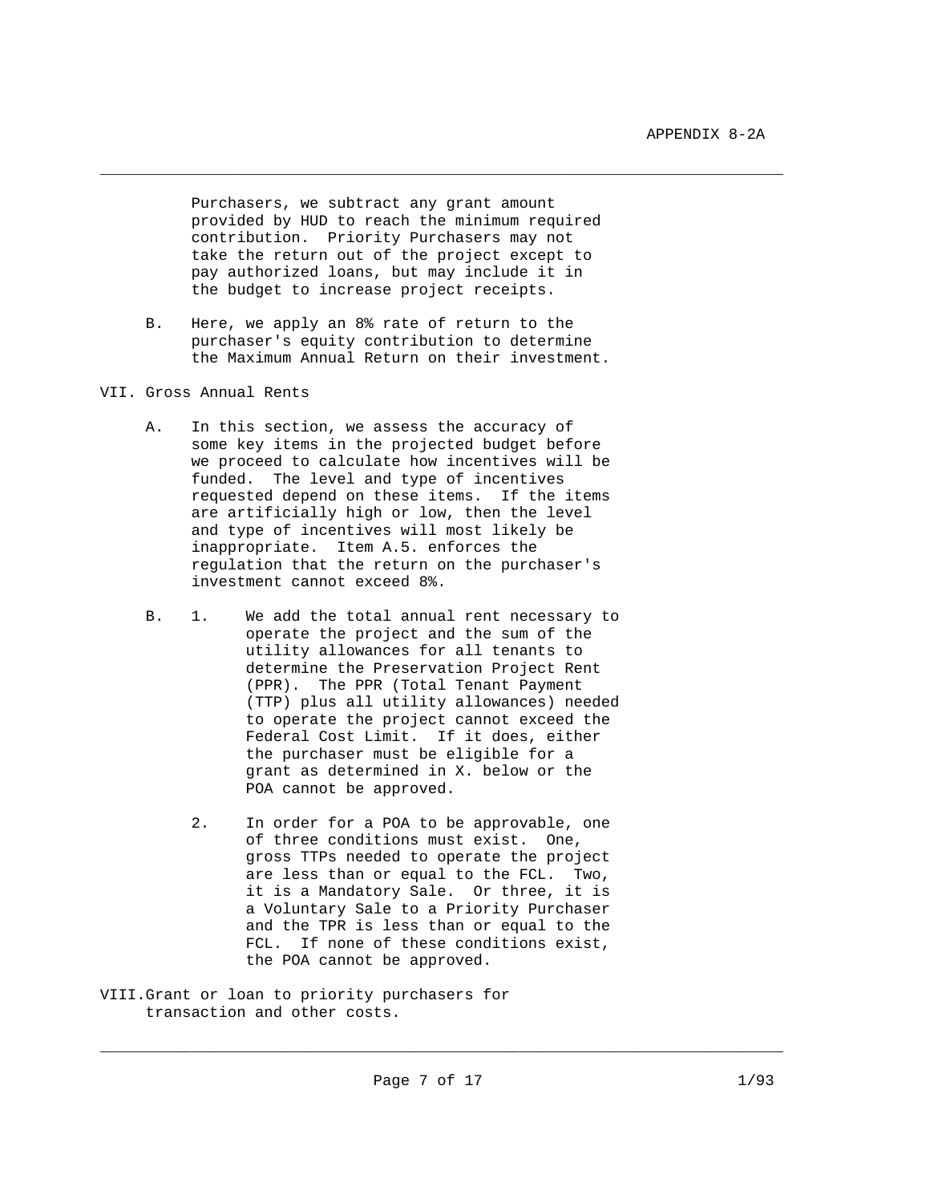Purchasers, we subtract any grant amount provided by HUD to reach the minimum required contribution. Priority Purchasers may not take the return out of the project except to pay authorized loans, but may include it in the budget to increase project receipts.

B. Here, we apply an 8% rate of return to the purchaser's equity contribution to determine the Maximum Annual Return on their investment.

## VII. Gross Annual Rents

A. In this section, we assess the accuracy of some key items in the projected budget before we proceed to calculate how incentives will be funded. The level and type of incentives requested depend on these items. If the items are artificially high or low, then the level and type of incentives will most likely be inappropriate. Item A.5. enforces the regulation that the return on the purchaser's investment cannot exceed 8%.

B. 1. We add the total annual rent necessary to operate the project and the sum of the utility allowances for all tenants to determine the Preservation Project Rent (PPR). The PPR (Total Tenant Payment (TTP) plus all utility allowances) needed to operate the project cannot exceed the Federal Cost Limit. If it does, either the purchaser must be eligible for a grant as determined in X. below or the POA cannot be approved.

   2. In order for a POA to be approvable, one of three conditions must exist. One, gross TTPs needed to operate the project are less than or equal to the FCL. Two, it is a Mandatory Sale. Or three, it is a Voluntary Sale to a Priority Purchaser and the TPR is less than or equal to the FCL. If none of these conditions exist, the POA cannot be approved.

## VIII. Grant or loan to priority purchasers for transaction and other costs.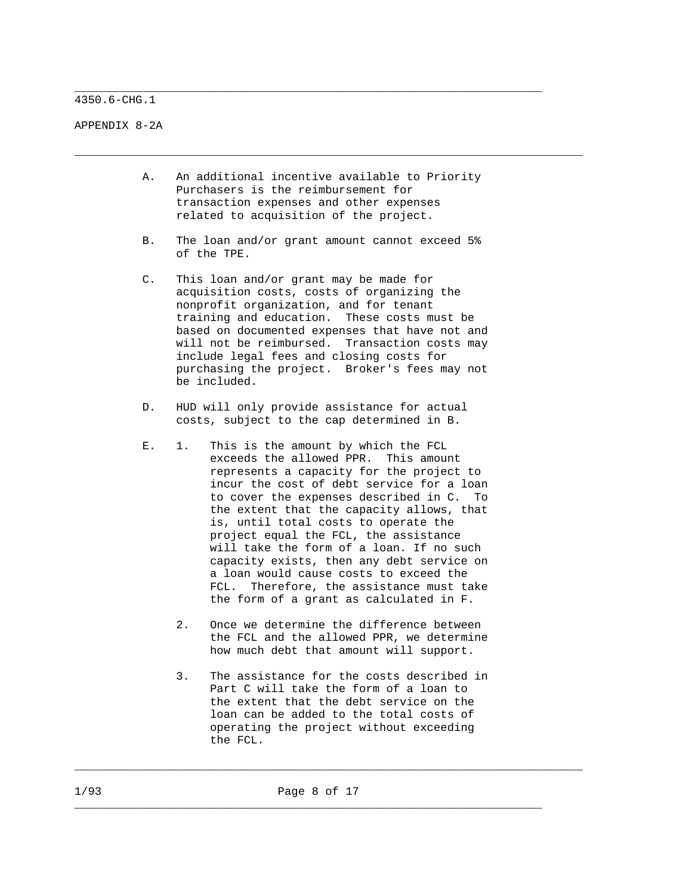A. An additional incentive available to Priority Purchasers is the reimbursement for transaction expenses and other expenses related to acquisition of the project.

B. The loan and/or grant amount cannot exceed 5% of the TPE.

C. This loan and/or grant may be made for acquisition costs, costs of organizing the nonprofit organization, and for tenant training and education. These costs must be based on documented expenses that have not and will not be reimbursed. Transaction costs may include legal fees and closing costs for purchasing the project. Broker's fees may not be included.

D. HUD will only provide assistance for actual costs, subject to the cap determined in B.

E.
1. This is the amount by which the FCL exceeds the allowed PPR. This amount represents a capacity for the project to incur the cost of debt service for a loan to cover the expenses described in C. To the extent that the capacity allows, that is, until total costs to operate the project equal the FCL, the assistance will take the form of a loan. If no such capacity exists, then any debt service on a loan would cause costs to exceed the FCL. Therefore, the assistance must take the form of a grant as calculated in F.

2. Once we determine the difference between the FCL and the allowed PPR, we determine how much debt that amount will support.

3. The assistance for the costs described in Part C will take the form of a loan to the extent that the debt service on the loan can be added to the total costs of operating the project without exceeding the FCL.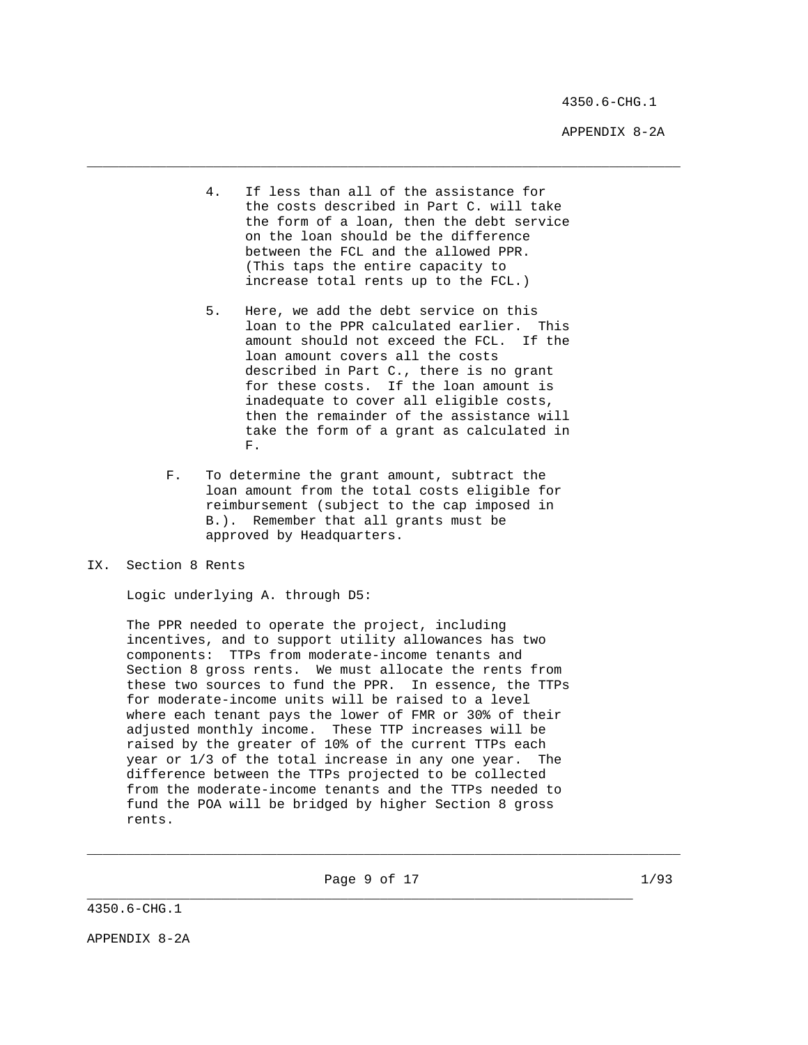4. If less than all of the assistance for the costs described in Part C. will take the form of a loan, then the debt service on the loan should be the difference between the FCL and the allowed PPR. (This taps the entire capacity to increase total rents up to the FCL.)

5. Here, we add the debt service on this loan to the PPR calculated earlier. This amount should not exceed the FCL. If the loan amount covers all the costs described in Part C., there is no grant for these costs. If the loan amount is inadequate to cover all eligible costs, then the remainder of the assistance will take the form of a grant as calculated in F.

F. To determine the grant amount, subtract the loan amount from the total costs eligible for reimbursement (subject to the cap imposed in B.). Remember that all grants must be approved by Headquarters.

## IX. Section 8 Rents

Logic underlying A. through D5:

The PPR needed to operate the project, including incentives, and to support utility allowances has two components: TTPs from moderate-income tenants and Section 8 gross rents. We must allocate the rents from these two sources to fund the PPR. In essence, the TTPs for moderate-income units will be raised to a level where each tenant pays the lower of FMR or 30% of their adjusted monthly income. These TTP increases will be raised by the greater of 10% of the current TTPs each year or 1/3 of the total increase in any one year. The difference between the TTPs projected to be collected from the moderate-income tenants and the TTPs needed to fund the POA will be bridged by higher Section 8 gross rents.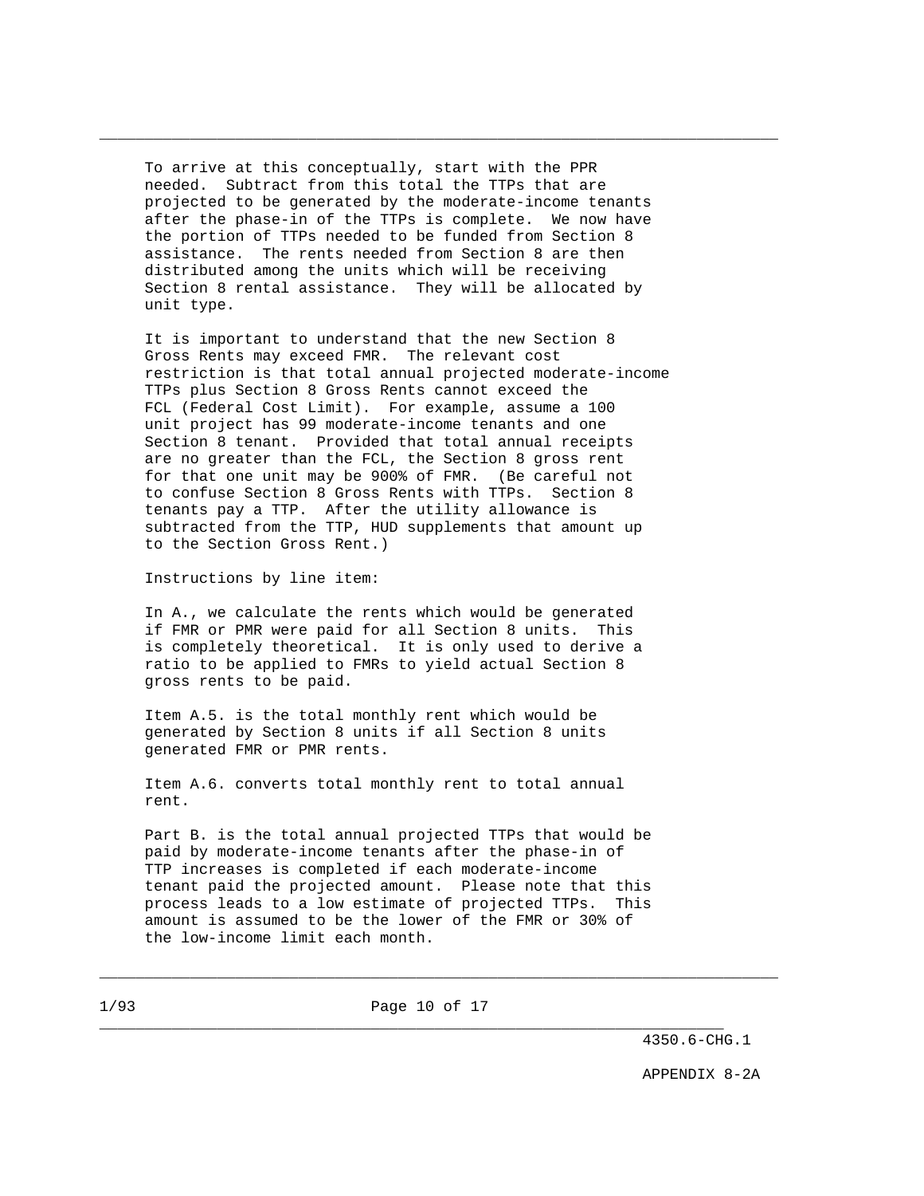To arrive at this conceptually, start with the PPR needed. Subtract from this total the TTPs that are projected to be generated by the moderate-income tenants after the phase-in of the TTPs is complete. We now have the portion of TTPs needed to be funded from Section 8 assistance. The rents needed from Section 8 are then distributed among the units which will be receiving Section 8 rental assistance. They will be allocated by unit type.

It is important to understand that the new Section 8 Gross Rents may exceed FMR. The relevant cost restriction is that total annual projected moderate-income TTPs plus Section 8 Gross Rents cannot exceed the FCL (Federal Cost Limit). For example, assume a 100 unit project has 99 moderate-income tenants and one Section 8 tenant. Provided that total annual receipts are no greater than the FCL, the Section 8 gross rent for that one unit may be 900% of FMR. (Be careful not to confuse Section 8 Gross Rents with TTPs. Section 8 tenants pay a TTP. After the utility allowance is subtracted from the TTP, HUD supplements that amount up to the Section Gross Rent.)

Instructions by line item:

In A., we calculate the rents which would be generated if FMR or PMR were paid for all Section 8 units. This is completely theoretical. It is only used to derive a ratio to be applied to FMRs to yield actual Section 8 gross rents to be paid.

Item A.5. is the total monthly rent which would be generated by Section 8 units if all Section 8 units generated FMR or PMR rents.

Item A.6. converts total monthly rent to total annual rent.

Part B. is the total annual projected TTPs that would be paid by moderate-income tenants after the phase-in of TTP increases is completed if each moderate-income tenant paid the projected amount. Please note that this process leads to a low estimate of projected TTPs. This amount is assumed to be the lower of the FMR or 30% of the low-income limit each month.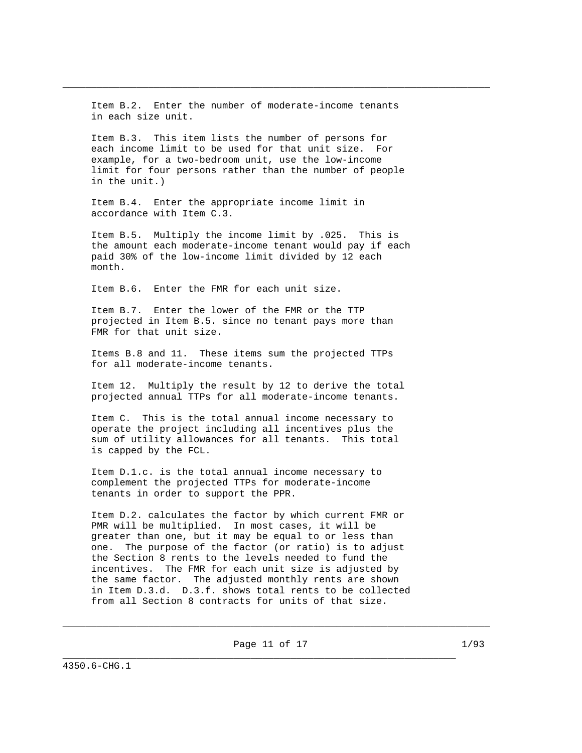Item B.2. Enter the number of moderate-income tenants in each size unit.

Item B.3. This item lists the number of persons for each income limit to be used for that unit size. For example, for a two-bedroom unit, use the low-income limit for four persons rather than the number of people in the unit.)

Item B.4. Enter the appropriate income limit in accordance with Item C.3.

Item B.5. Multiply the income limit by .025. This is the amount each moderate-income tenant would pay if each paid 30% of the low-income limit divided by 12 each month.

Item B.6. Enter the FMR for each unit size.

Item B.7. Enter the lower of the FMR or the TTP projected in Item B.5. since no tenant pays more than FMR for that unit size.

Items B.8 and 11. These items sum the projected TTPs for all moderate-income tenants.

Item 12. Multiply the result by 12 to derive the total projected annual TTPs for all moderate-income tenants.

Item C. This is the total annual income necessary to operate the project including all incentives plus the sum of utility allowances for all tenants. This total is capped by the FCL.

Item D.1.c. is the total annual income necessary to complement the projected TTPs for moderate-income tenants in order to support the PPR.

Item D.2. calculates the factor by which current FMR or PMR will be multiplied. In most cases, it will be greater than one, but it may be equal to or less than one. The purpose of the factor (or ratio) is to adjust the Section 8 rents to the levels needed to fund the incentives. The FMR for each unit size is adjusted by the same factor. The adjusted monthly rents are shown in Item D.3.d. D.3.f. shows total rents to be collected from all Section 8 contracts for units of that size.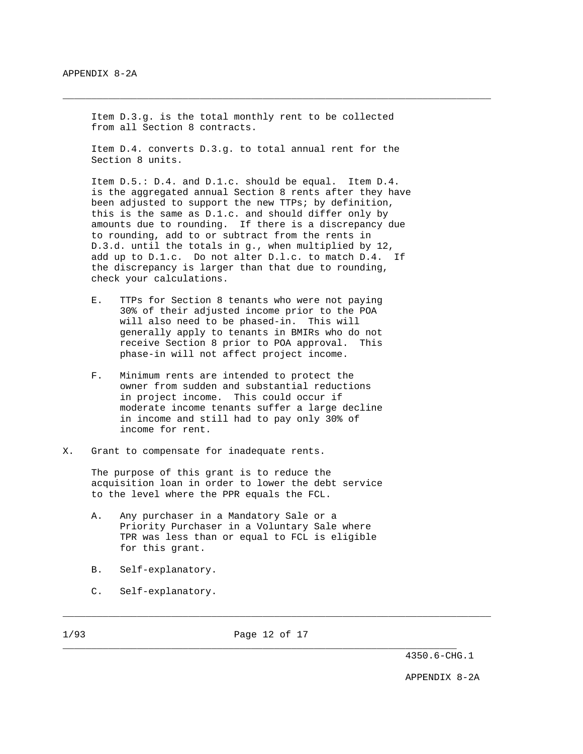Item D.3.g. is the total monthly rent to be collected from all Section 8 contracts.

Item D.4. converts D.3.g. to total annual rent for the Section 8 units.

Item D.5.: D.4. and D.1.c. should be equal. Item D.4. is the aggregated annual Section 8 rents after they have been adjusted to support the new TTPs; by definition, this is the same as D.1.c. and should differ only by amounts due to rounding. If there is a discrepancy due to rounding, add to or subtract from the rents in D.3.d. until the totals in g., when multiplied by 12, add up to D.1.c. Do not alter D.l.c. to match D.4. If the discrepancy is larger than that due to rounding, check your calculations.

E. TTPs for Section 8 tenants who were not paying 30% of their adjusted income prior to the POA will also need to be phased-in. This will generally apply to tenants in BMIRs who do not receive Section 8 prior to POA approval. This phase-in will not affect project income.

F. Minimum rents are intended to protect the owner from sudden and substantial reductions in project income. This could occur if moderate income tenants suffer a large decline in income and still had to pay only 30% of income for rent.

X. Grant to compensate for inadequate rents.

The purpose of this grant is to reduce the acquisition loan in order to lower the debt service to the level where the PPR equals the FCL.

A. Any purchaser in a Mandatory Sale or a Priority Purchaser in a Voluntary Sale where TPR was less than or equal to FCL is eligible for this grant.

B. Self-explanatory.

C. Self-explanatory.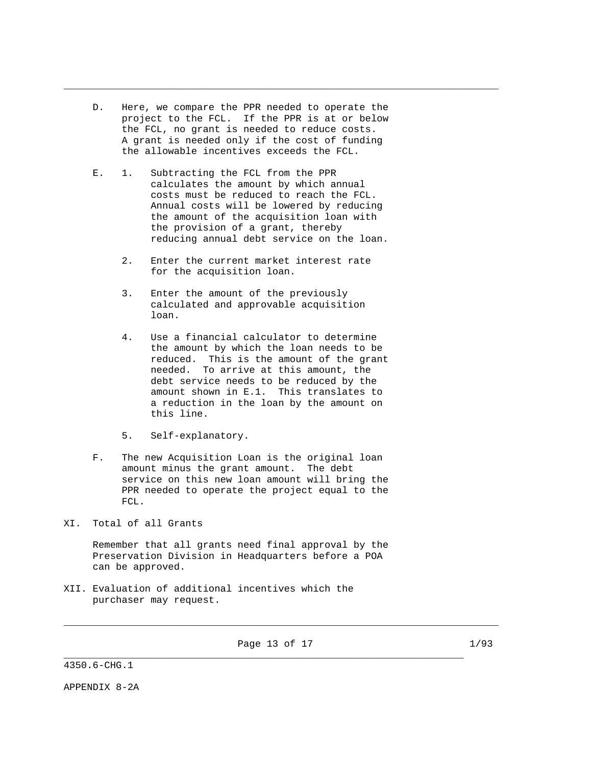D. Here, we compare the PPR needed to operate the project to the FCL. If the PPR is at or below the FCL, no grant is needed to reduce costs. A grant is needed only if the cost of funding the allowable incentives exceeds the FCL.

E. 1. Subtracting the FCL from the PPR calculates the amount by which annual costs must be reduced to reach the FCL. Annual costs will be lowered by reducing the amount of the acquisition loan with the provision of a grant, thereby reducing annual debt service on the loan.

   2. Enter the current market interest rate for the acquisition loan.

   3. Enter the amount of the previously calculated and approvable acquisition loan.

   4. Use a financial calculator to determine the amount by which the loan needs to be reduced. This is the amount of the grant needed. To arrive at this amount, the debt service needs to be reduced by the amount shown in E.1. This translates to a reduction in the loan by the amount on this line.

   5. Self-explanatory.

F. The new Acquisition Loan is the original loan amount minus the grant amount. The debt service on this new loan amount will bring the PPR needed to operate the project equal to the FCL.

XI. Total of all Grants

Remember that all grants need final approval by the Preservation Division in Headquarters before a POA can be approved.

XII. Evaluation of additional incentives which the purchaser may request.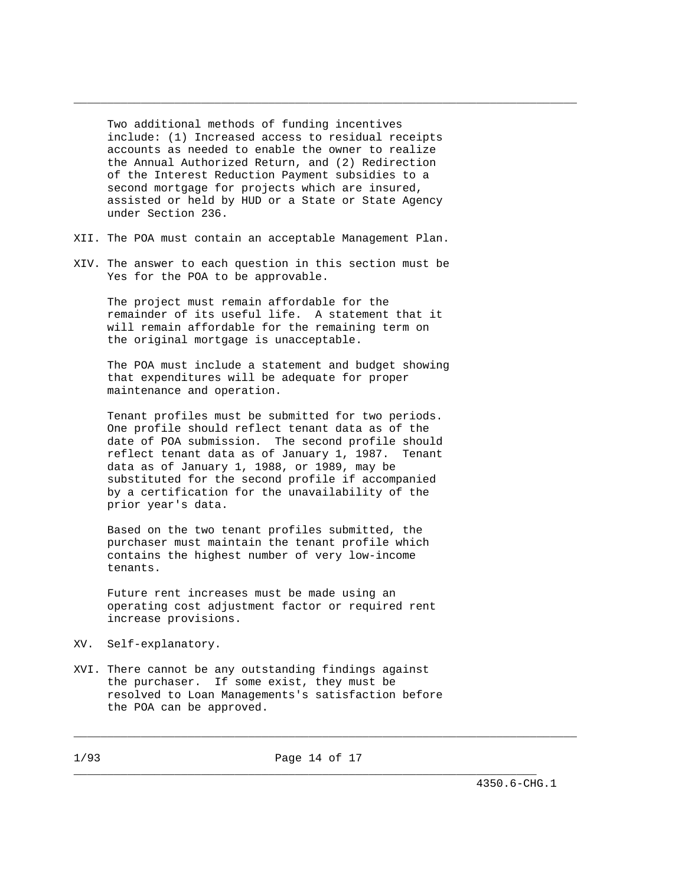Two additional methods of funding incentives include: (1) Increased access to residual receipts accounts as needed to enable the owner to realize the Annual Authorized Return, and (2) Redirection of the Interest Reduction Payment subsidies to a second mortgage for projects which are insured, assisted or held by HUD or a State or State Agency under Section 236.

XII. The POA must contain an acceptable Management Plan.

XIV. The answer to each question in this section must be Yes for the POA to be approvable.

The project must remain affordable for the remainder of its useful life. A statement that it will remain affordable for the remaining term on the original mortgage is unacceptable.

The POA must include a statement and budget showing that expenditures will be adequate for proper maintenance and operation.

Tenant profiles must be submitted for two periods. One profile should reflect tenant data as of the date of POA submission. The second profile should reflect tenant data as of January 1, 1987. Tenant data as of January 1, 1988, or 1989, may be substituted for the second profile if accompanied by a certification for the unavailability of the prior year's data.

Based on the two tenant profiles submitted, the purchaser must maintain the tenant profile which contains the highest number of very low-income tenants.

Future rent increases must be made using an operating cost adjustment factor or required rent increase provisions.

XV. Self-explanatory.

XVI. There cannot be any outstanding findings against the purchaser. If some exist, they must be resolved to Loan Managements's satisfaction before the POA can be approved.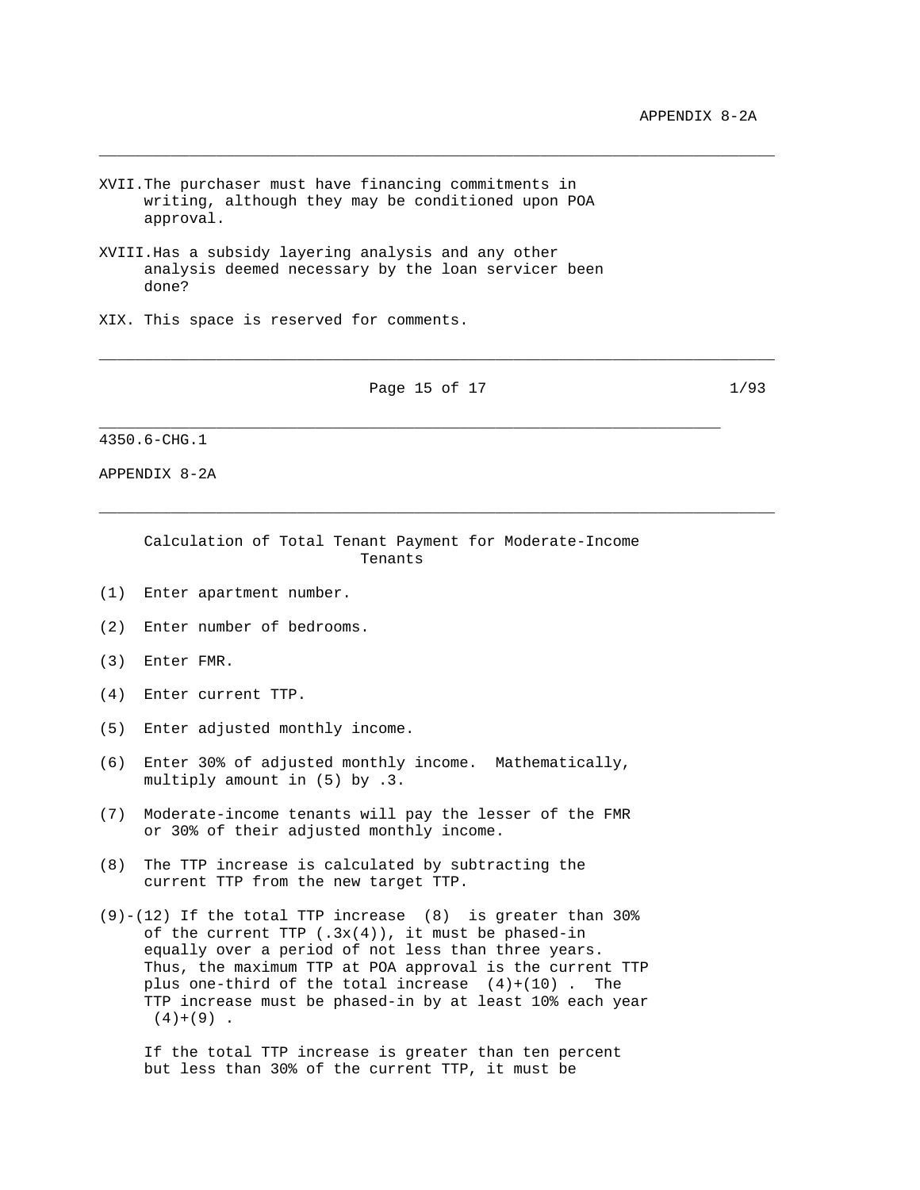XVII. The purchaser must have financing commitments in writing, although they may be conditioned upon POA approval.

XVIII. Has a subsidy layering analysis and any other analysis deemed necessary by the loan servicer been done?

XIX. This space is reserved for comments.

---

4350.6-CHG.1

APPENDIX 8-2A

---

## Calculation of Total Tenant Payment for Moderate-Income Tenants

(1) Enter apartment number.

(2) Enter number of bedrooms.

(3) Enter FMR.

(4) Enter current TTP.

(5) Enter adjusted monthly income.

(6) Enter 30% of adjusted monthly income. Mathematically, multiply amount in (5) by .3.

(7) Moderate-income tenants will pay the lesser of the FMR or 30% of their adjusted monthly income.

(8) The TTP increase is calculated by subtracting the current TTP from the new target TTP.

(9)-(12) If the total TTP increase (8) is greater than 30% of the current TTP (.3x(4)), it must be phased-in equally over a period of not less than three years. Thus, the maximum TTP at POA approval is the current TTP plus one-third of the total increase (4)+(10) . The TTP increase must be phased-in by at least 10% each year (4)+(9) .

If the total TTP increase is greater than ten percent but less than 30% of the current TTP, it must be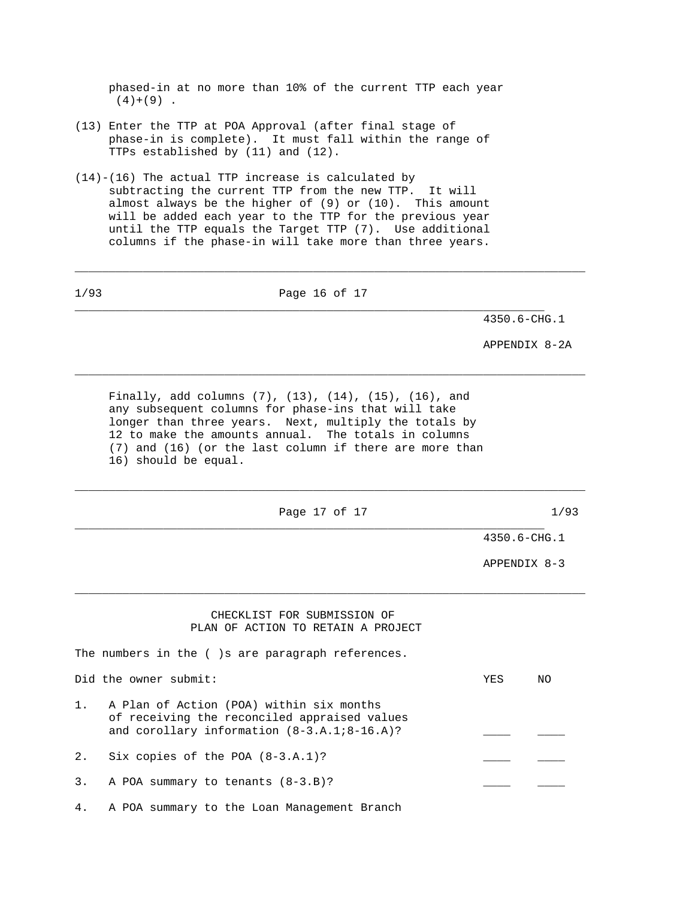phased-in at no more than 10% of the current TTP each year (4)+(9) .

(13) Enter the TTP at POA Approval (after final stage of phase-in is complete). It must fall within the range of TTPs established by (11) and (12).

(14)-(16) The actual TTP increase is calculated by subtracting the current TTP from the new TTP. It will almost always be the higher of (9) or (10). This amount will be added each year to the TTP for the previous year until the TTP equals the Target TTP (7). Use additional columns if the phase-in will take more than three years.

Finally, add columns (7), (13), (14), (15), (16), and any subsequent columns for phase-ins that will take longer than three years. Next, multiply the totals by 12 to make the amounts annual. The totals in columns (7) and (16) (or the last column if there are more than 16) should be equal.

4350.6-CHG.1

APPENDIX 8-3

## CHECKLIST FOR SUBMISSION OF PLAN OF ACTION TO RETAIN A PROJECT

The numbers in the ( )s are paragraph references.

| Did the owner submit: | YES | NO |
|---|---|---|
| 1. A Plan of Action (POA) within six months of receiving the reconciled appraised values and corollary information (8-3.A.1;8-16.A)? | ____ | ____ |
| 2. Six copies of the POA (8-3.A.1)? | ____ | ____ |
| 3. A POA summary to tenants (8-3.B)? | ____ | ____ |
| 4. A POA summary to the Loan Management Branch | | |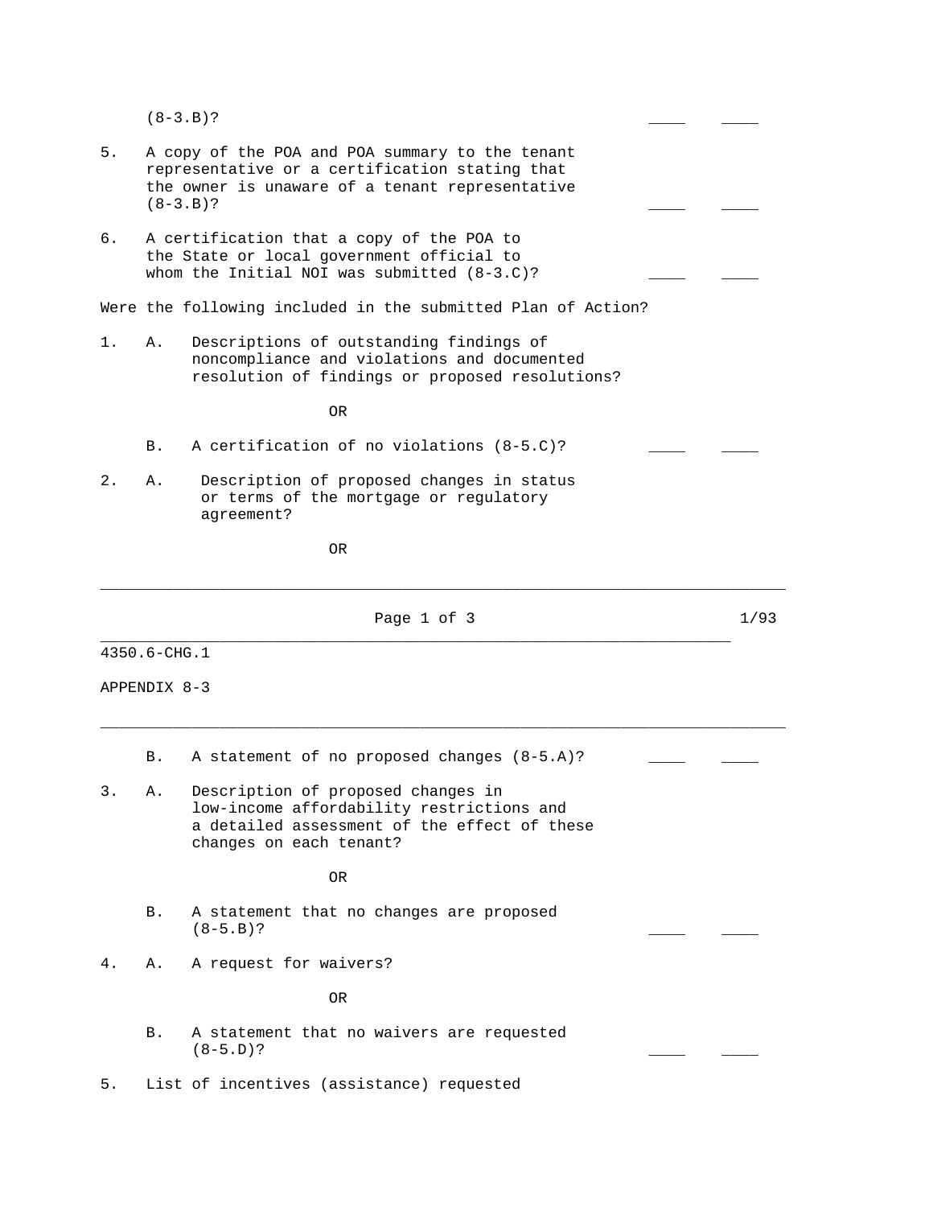(8-3.B)? ____ ____

5. A copy of the POA and POA summary to the tenant representative or a certification stating that the owner is unaware of a tenant representative (8-3.B)? ____ ____

6. A certification that a copy of the POA to the State or local government official to whom the Initial NOI was submitted (8-3.C)? ____ ____

Were the following included in the submitted Plan of Action?

1. A. Descriptions of outstanding findings of noncompliance and violations and documented resolution of findings or proposed resolutions?

   OR

   B. A certification of no violations (8-5.C)? ____ ____

2. A. Description of proposed changes in status or terms of the mortgage or regulatory agreement?

   OR

   B. A statement of no proposed changes (8-5.A)? ____ ____

3. A. Description of proposed changes in low-income affordability restrictions and a detailed assessment of the effect of these changes on each tenant?

   OR

   B. A statement that no changes are proposed (8-5.B)? ____ ____

4. A. A request for waivers?

   OR

   B. A statement that no waivers are requested (8-5.D)? ____ ____

5. List of incentives (assistance) requested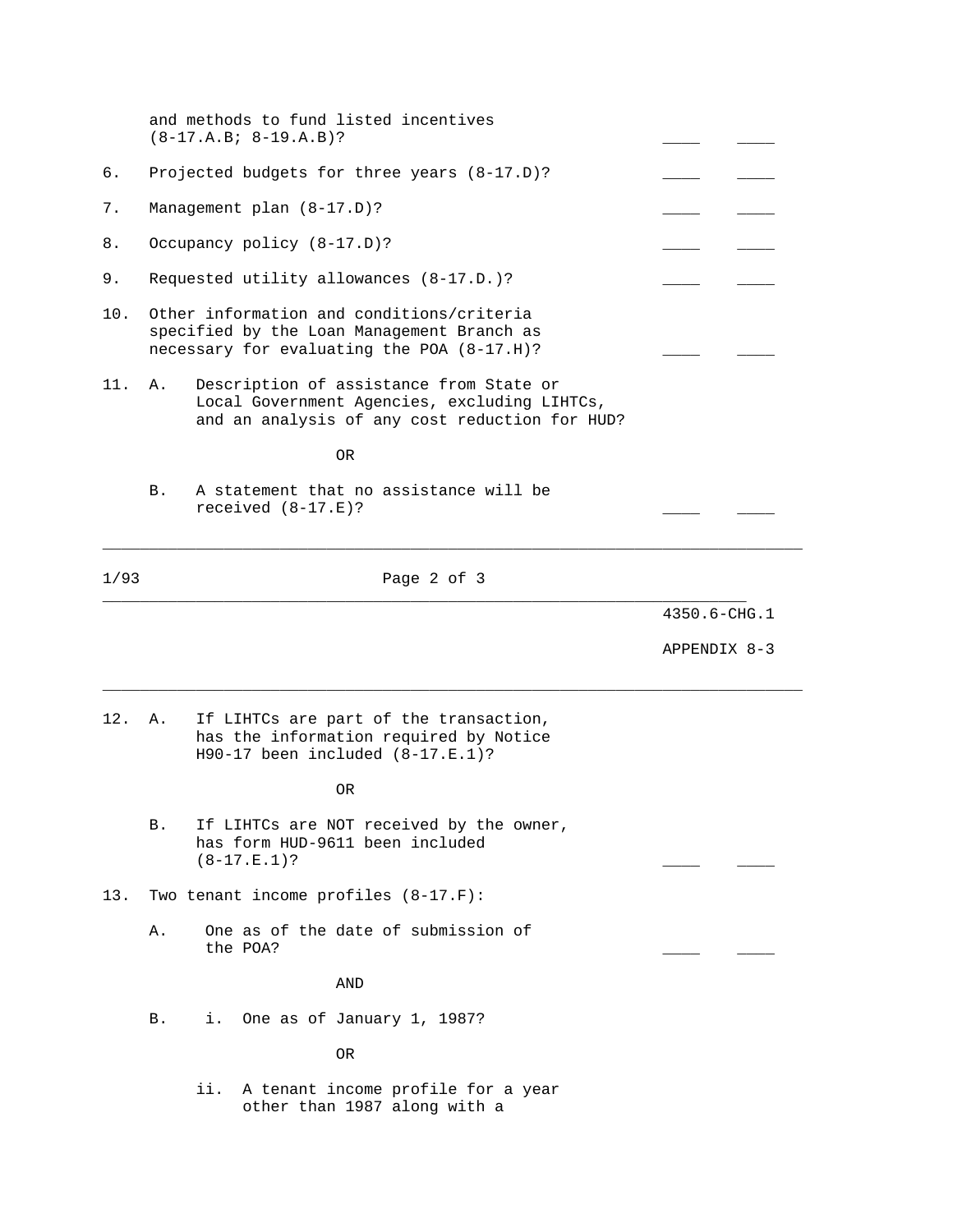and methods to fund listed incentives (8-17.A.B; 8-19.A.B)? ____ ____

6. Projected budgets for three years (8-17.D)? ____ ____

7. Management plan (8-17.D)? ____ ____

8. Occupancy policy (8-17.D)? ____ ____

9. Requested utility allowances (8-17.D.)? ____ ____

10. Other information and conditions/criteria specified by the Loan Management Branch as necessary for evaluating the POA (8-17.H)? ____ ____

11. A. Description of assistance from State or Local Government Agencies, excluding LIHTCs, and an analysis of any cost reduction for HUD?

    OR

    B. A statement that no assistance will be received (8-17.E)? ____ ____

---

4350.6-CHG.1

APPENDIX 8-3

---

12. A. If LIHTCs are part of the transaction, has the information required by Notice H90-17 been included (8-17.E.1)?

    OR

    B. If LIHTCs are NOT received by the owner, has form HUD-9611 been included (8-17.E.1)? ____ ____

13. Two tenant income profiles (8-17.F):

    A. One as of the date of submission of the POA? ____ ____

    AND

    B. i. One as of January 1, 1987?

    OR

    ii. A tenant income profile for a year other than 1987 along with a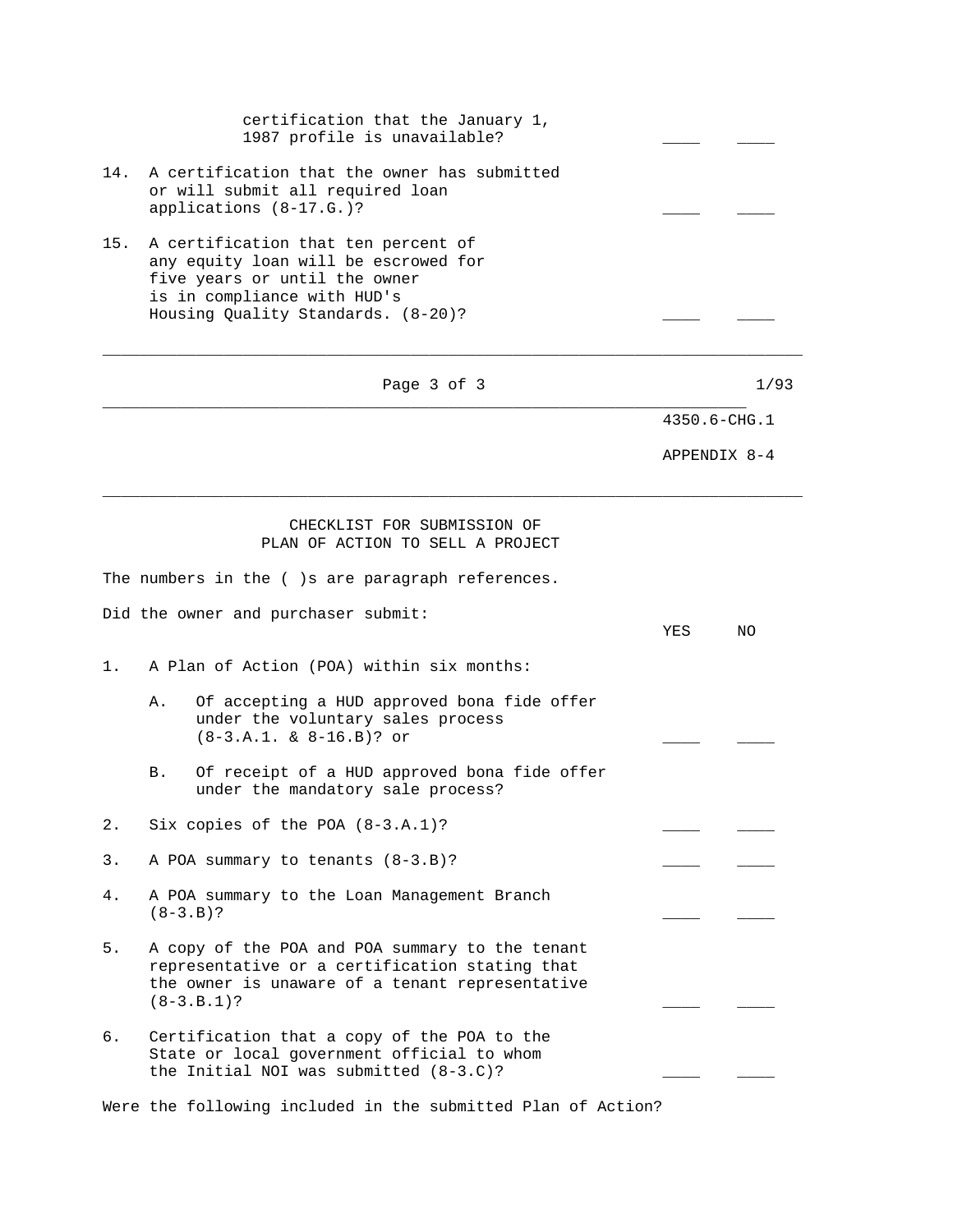certification that the January 1, 1987 profile is unavailable? ____ ____

14. A certification that the owner has submitted or will submit all required loan applications (8-17.G.)? ____ ____

15. A certification that ten percent of any equity loan will be escrowed for five years or until the owner is in compliance with HUD's Housing Quality Standards. (8-20)? ____ ____

4350.6-CHG.1

APPENDIX 8-4

## CHECKLIST FOR SUBMISSION OF PLAN OF ACTION TO SELL A PROJECT

The numbers in the ( )s are paragraph references.

Did the owner and purchaser submit:

| | YES | NO |
|---|---|---|
| 1. A Plan of Action (POA) within six months: | | |
| A. Of accepting a HUD approved bona fide offer under the voluntary sales process (8-3.A.1. & 8-16.B)? or | ____ | ____ |
| B. Of receipt of a HUD approved bona fide offer under the mandatory sale process? | | |
| 2. Six copies of the POA (8-3.A.1)? | ____ | ____ |
| 3. A POA summary to tenants (8-3.B)? | ____ | ____ |
| 4. A POA summary to the Loan Management Branch (8-3.B)? | ____ | ____ |
| 5. A copy of the POA and POA summary to the tenant representative or a certification stating that the owner is unaware of a tenant representative (8-3.B.1)? | ____ | ____ |
| 6. Certification that a copy of the POA to the State or local government official to whom the Initial NOI was submitted (8-3.C)? | ____ | ____ |

Were the following included in the submitted Plan of Action?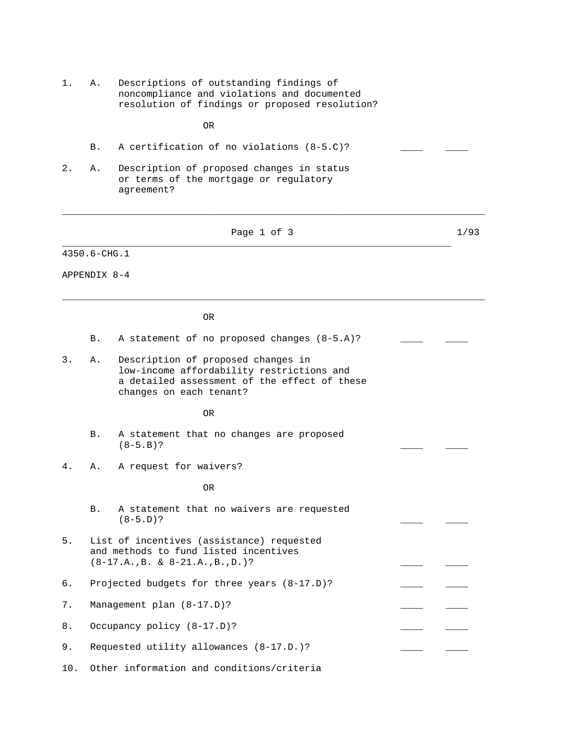1. A. Descriptions of outstanding findings of noncompliance and violations and documented resolution of findings or proposed resolution?

   OR

   B. A certification of no violations (8-5.C)? ____ ____

2. A. Description of proposed changes in status or terms of the mortgage or regulatory agreement?

   OR

   B. A statement of no proposed changes (8-5.A)? ____ ____

3. A. Description of proposed changes in low-income affordability restrictions and a detailed assessment of the effect of these changes on each tenant?

   OR

   B. A statement that no changes are proposed (8-5.B)? ____ ____

4. A. A request for waivers?

   OR

   B. A statement that no waivers are requested (8-5.D)? ____ ____

5. List of incentives (assistance) requested and methods to fund listed incentives (8-17.A.,B. & 8-21.A.,B.,D.)? ____ ____

6. Projected budgets for three years (8-17.D)? ____ ____

7. Management plan (8-17.D)? ____ ____

8. Occupancy policy (8-17.D)? ____ ____

9. Requested utility allowances (8-17.D.)? ____ ____

10. Other information and conditions/criteria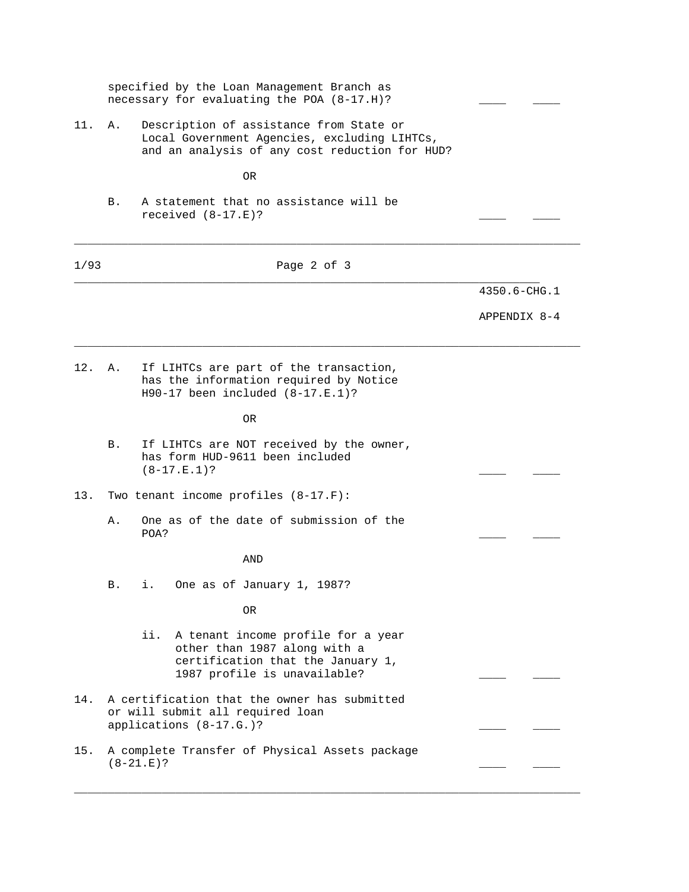specified by the Loan Management Branch as necessary for evaluating the POA (8-17.H)? ____ ____

11. A. Description of assistance from State or Local Government Agencies, excluding LIHTCs, and an analysis of any cost reduction for HUD?

    OR

    B. A statement that no assistance will be received (8-17.E)? ____ ____

---

4350.6-CHG.1

APPENDIX 8-4

---

12. A. If LIHTCs are part of the transaction, has the information required by Notice H90-17 been included (8-17.E.1)?

    OR

    B. If LIHTCs are NOT received by the owner, has form HUD-9611 been included (8-17.E.1)? ____ ____

13. Two tenant income profiles (8-17.F):

    A. One as of the date of submission of the POA? ____ ____

    AND

    B. i. One as of January 1, 1987?

    OR

    ii. A tenant income profile for a year other than 1987 along with a certification that the January 1, 1987 profile is unavailable? ____ ____

14. A certification that the owner has submitted or will submit all required loan applications (8-17.G.)? ____ ____

15. A complete Transfer of Physical Assets package (8-21.E)? ____ ____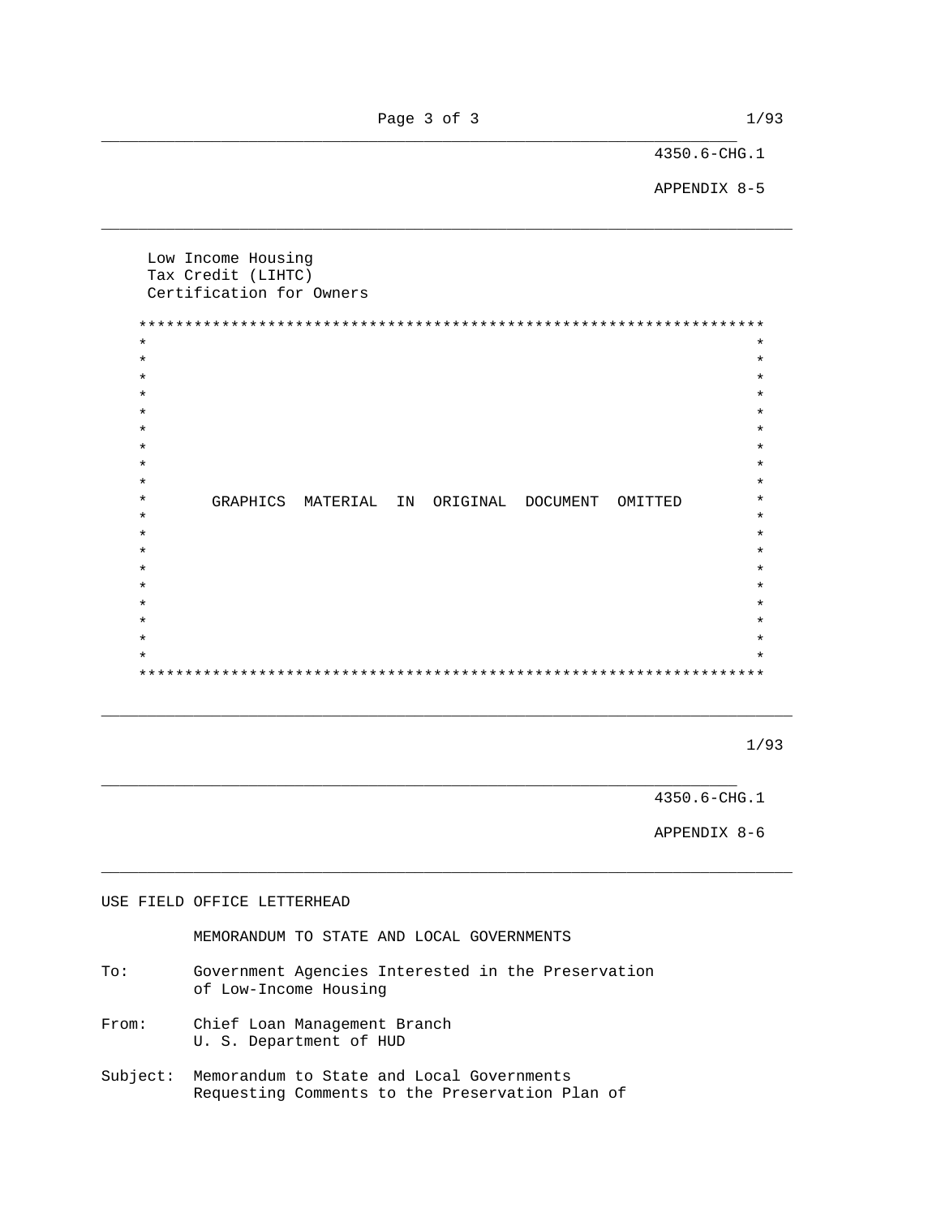Low Income Housing Tax Credit (LIHTC) Certification for Owners

GRAPHICS MATERIAL IN ORIGINAL DOCUMENT OMITTED

4350.6-CHG.1

APPENDIX 8-6

USE FIELD OFFICE LETTERHEAD

MEMORANDUM TO STATE AND LOCAL GOVERNMENTS

To: Government Agencies Interested in the Preservation of Low-Income Housing

From: Chief Loan Management Branch
U. S. Department of HUD

Subject: Memorandum to State and Local Governments Requesting Comments to the Preservation Plan of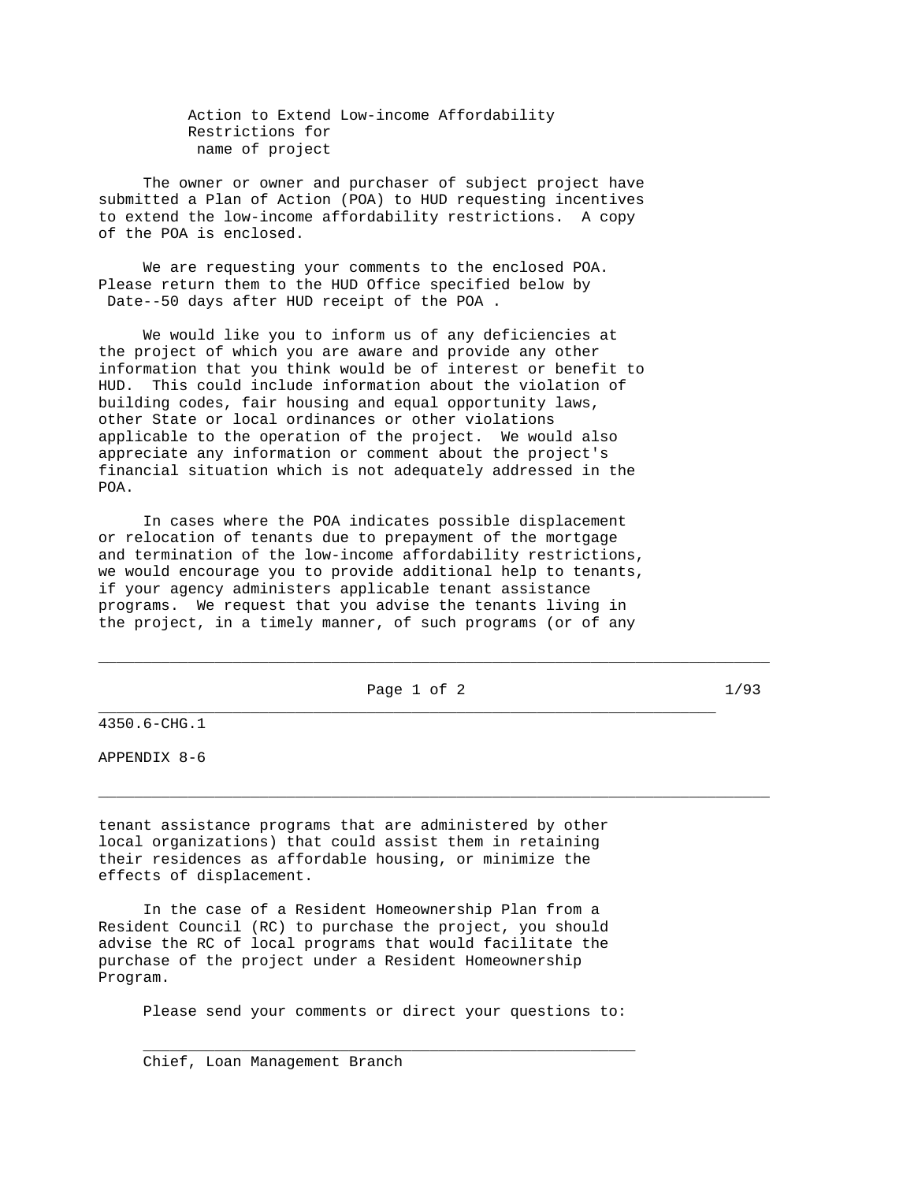Action to Extend Low-income Affordability Restrictions for name of project

The owner or owner and purchaser of subject project have submitted a Plan of Action (POA) to HUD requesting incentives to extend the low-income affordability restrictions. A copy of the POA is enclosed.

We are requesting your comments to the enclosed POA. Please return them to the HUD Office specified below by Date--50 days after HUD receipt of the POA .

We would like you to inform us of any deficiencies at the project of which you are aware and provide any other information that you think would be of interest or benefit to HUD. This could include information about the violation of building codes, fair housing and equal opportunity laws, other State or local ordinances or other violations applicable to the operation of the project. We would also appreciate any information or comment about the project's financial situation which is not adequately addressed in the POA.

In cases where the POA indicates possible displacement or relocation of tenants due to prepayment of the mortgage and termination of the low-income affordability restrictions, we would encourage you to provide additional help to tenants, if your agency administers applicable tenant assistance programs. We request that you advise the tenants living in the project, in a timely manner, of such programs (or of any tenant assistance programs that are administered by other local organizations) that could assist them in retaining their residences as affordable housing, or minimize the effects of displacement.

In the case of a Resident Homeownership Plan from a Resident Council (RC) to purchase the project, you should advise the RC of local programs that would facilitate the purchase of the project under a Resident Homeownership Program.

Please send your comments or direct your questions to:

\_\_\_\_\_\_\_\_\_\_\_\_\_\_\_\_\_\_\_\_\_\_\_\_\_\_\_\_\_\_\_\_\_\_\_\_\_\_\_\_\_\_\_\_\_\_\_\_\_\_\_\_\_\_\_\_

Chief, Loan Management Branch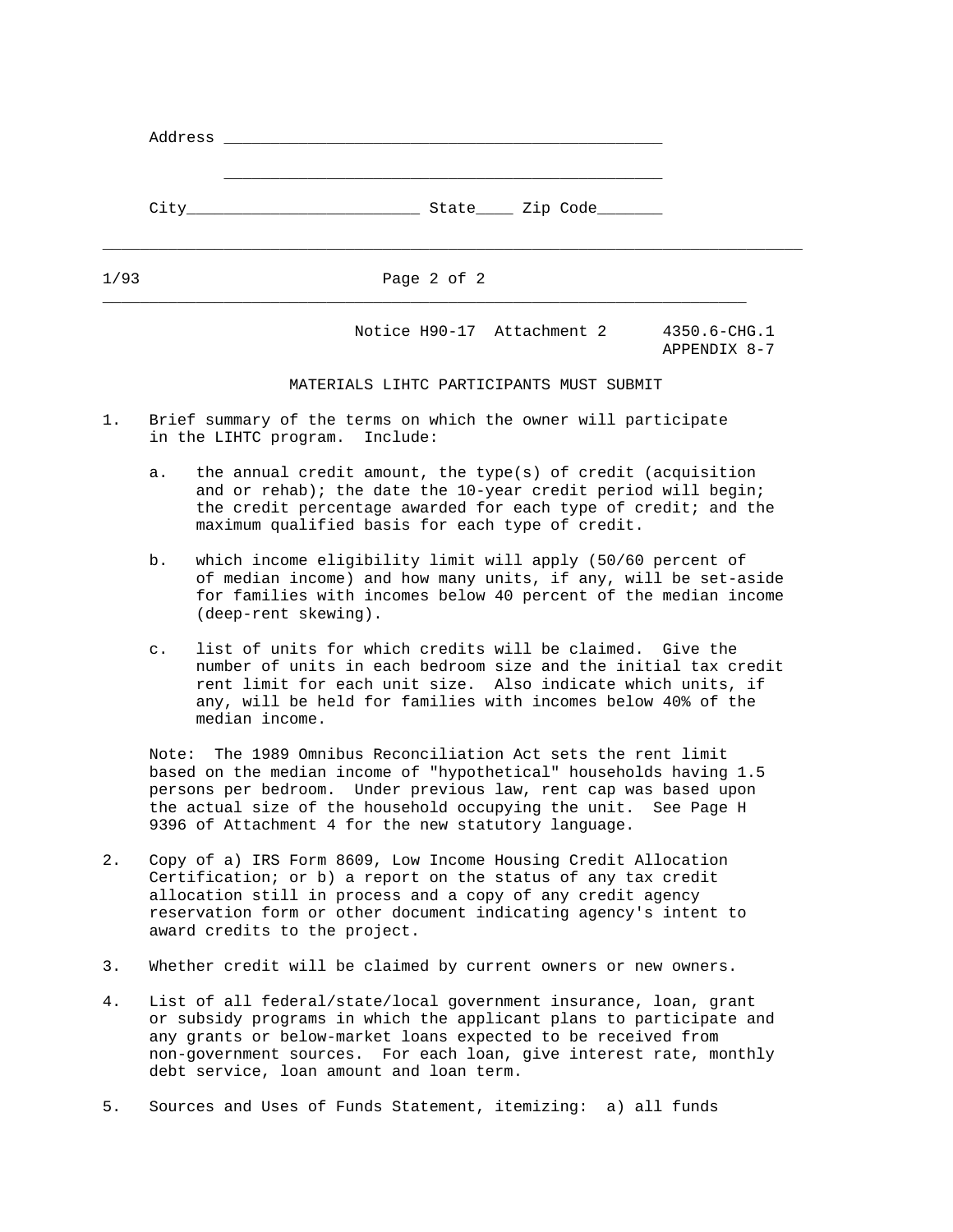Address ______________________________________________

______________________________________________

City_________________________ State____ Zip Code_______

---

Notice H90-17 Attachment 2 4350.6-CHG.1
APPENDIX 8-7

## MATERIALS LIHTC PARTICIPANTS MUST SUBMIT

1. Brief summary of the terms on which the owner will participate in the LIHTC program. Include:

   a. the annual credit amount, the type(s) of credit (acquisition and or rehab); the date the 10-year credit period will begin; the credit percentage awarded for each type of credit; and the maximum qualified basis for each type of credit.

   b. which income eligibility limit will apply (50/60 percent of of median income) and how many units, if any, will be set-aside for families with incomes below 40 percent of the median income (deep-rent skewing).

   c. list of units for which credits will be claimed. Give the number of units in each bedroom size and the initial tax credit rent limit for each unit size. Also indicate which units, if any, will be held for families with incomes below 40% of the median income.

   Note: The 1989 Omnibus Reconciliation Act sets the rent limit based on the median income of "hypothetical" households having 1.5 persons per bedroom. Under previous law, rent cap was based upon the actual size of the household occupying the unit. See Page H 9396 of Attachment 4 for the new statutory language.

2. Copy of a) IRS Form 8609, Low Income Housing Credit Allocation Certification; or b) a report on the status of any tax credit allocation still in process and a copy of any credit agency reservation form or other document indicating agency's intent to award credits to the project.

3. Whether credit will be claimed by current owners or new owners.

4. List of all federal/state/local government insurance, loan, grant or subsidy programs in which the applicant plans to participate and any grants or below-market loans expected to be received from non-government sources. For each loan, give interest rate, monthly debt service, loan amount and loan term.

5. Sources and Uses of Funds Statement, itemizing: a) all funds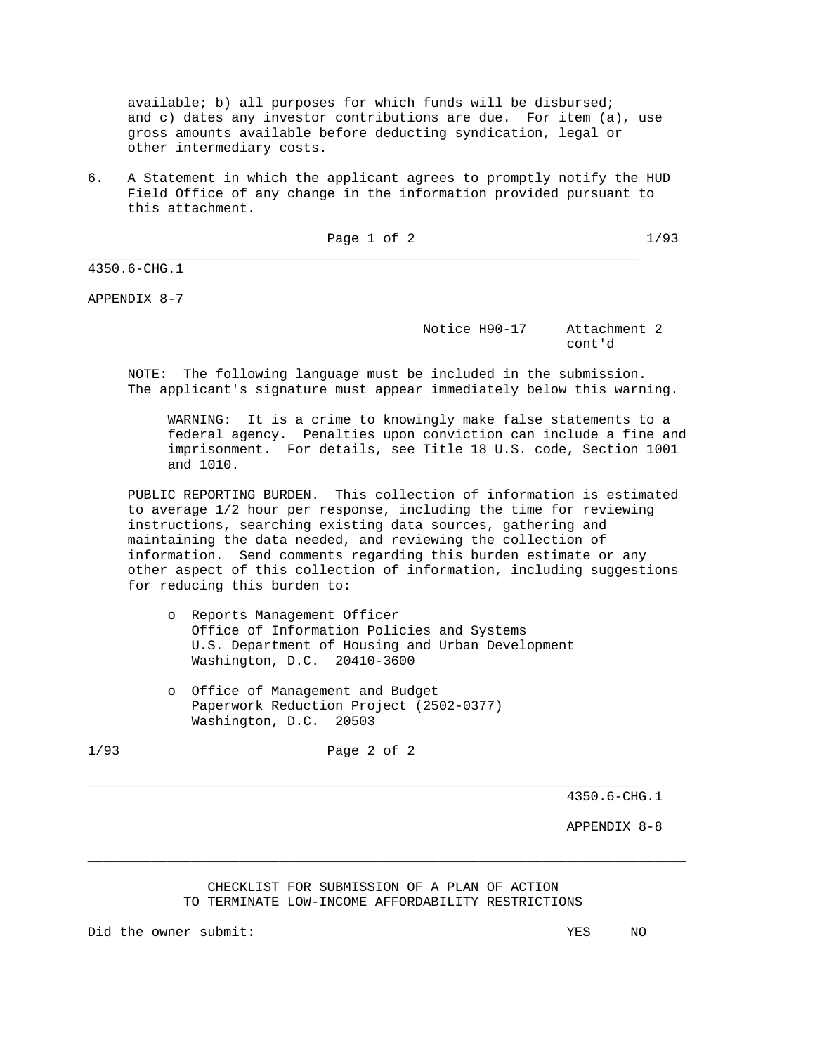available; b) all purposes for which funds will be disbursed; and c) dates any investor contributions are due. For item (a), use gross amounts available before deducting syndication, legal or other intermediary costs.

6. A Statement in which the applicant agrees to promptly notify the HUD Field Office of any change in the information provided pursuant to this attachment.

APPENDIX 8-7

Notice H90-17 Attachment 2 cont'd

NOTE: The following language must be included in the submission. The applicant's signature must appear immediately below this warning.

> WARNING: It is a crime to knowingly make false statements to a federal agency. Penalties upon conviction can include a fine and imprisonment. For details, see Title 18 U.S. code, Section 1001 and 1010.

PUBLIC REPORTING BURDEN. This collection of information is estimated to average 1/2 hour per response, including the time for reviewing instructions, searching existing data sources, gathering and maintaining the data needed, and reviewing the collection of information. Send comments regarding this burden estimate or any other aspect of this collection of information, including suggestions for reducing this burden to:

- Reports Management Officer
  Office of Information Policies and Systems
  U.S. Department of Housing and Urban Development
  Washington, D.C. 20410-3600

- Office of Management and Budget
  Paperwork Reduction Project (2502-0377)
  Washington, D.C. 20503

APPENDIX 8-8

## CHECKLIST FOR SUBMISSION OF A PLAN OF ACTION TO TERMINATE LOW-INCOME AFFORDABILITY RESTRICTIONS

| Did the owner submit: | YES | NO |
|---|---|---|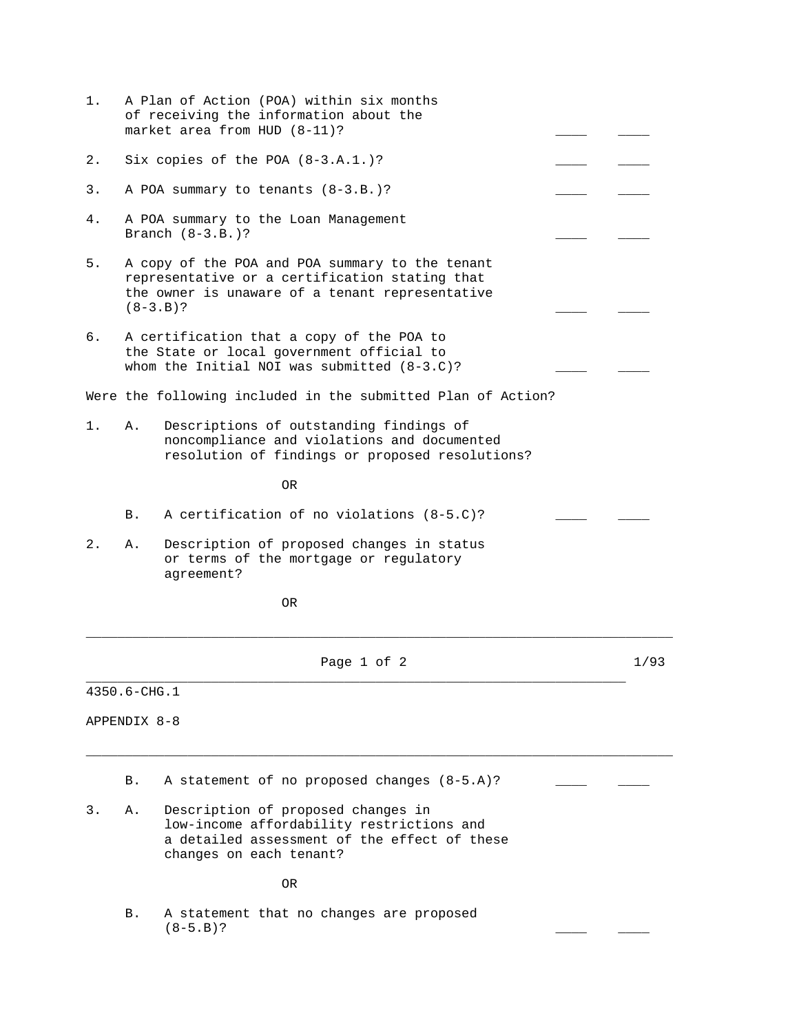1. A Plan of Action (POA) within six months of receiving the information about the market area from HUD (8-11)? \_\_\_\_ \_\_\_\_

2. Six copies of the POA (8-3.A.1.)? \_\_\_\_ \_\_\_\_

3. A POA summary to tenants (8-3.B.)? \_\_\_\_ \_\_\_\_

4. A POA summary to the Loan Management Branch (8-3.B.)? \_\_\_\_ \_\_\_\_

5. A copy of the POA and POA summary to the tenant representative or a certification stating that the owner is unaware of a tenant representative (8-3.B)? \_\_\_\_ \_\_\_\_

6. A certification that a copy of the POA to the State or local government official to whom the Initial NOI was submitted (8-3.C)? \_\_\_\_ \_\_\_\_

Were the following included in the submitted Plan of Action?

1. A. Descriptions of outstanding findings of noncompliance and violations and documented resolution of findings or proposed resolutions?

   OR

   B. A certification of no violations (8-5.C)? \_\_\_\_ \_\_\_\_

2. A. Description of proposed changes in status or terms of the mortgage or regulatory agreement?

   OR

   B. A statement of no proposed changes (8-5.A)? \_\_\_\_ \_\_\_\_

3. A. Description of proposed changes in low-income affordability restrictions and a detailed assessment of the effect of these changes on each tenant?

   OR

   B. A statement that no changes are proposed (8-5.B)? \_\_\_\_ \_\_\_\_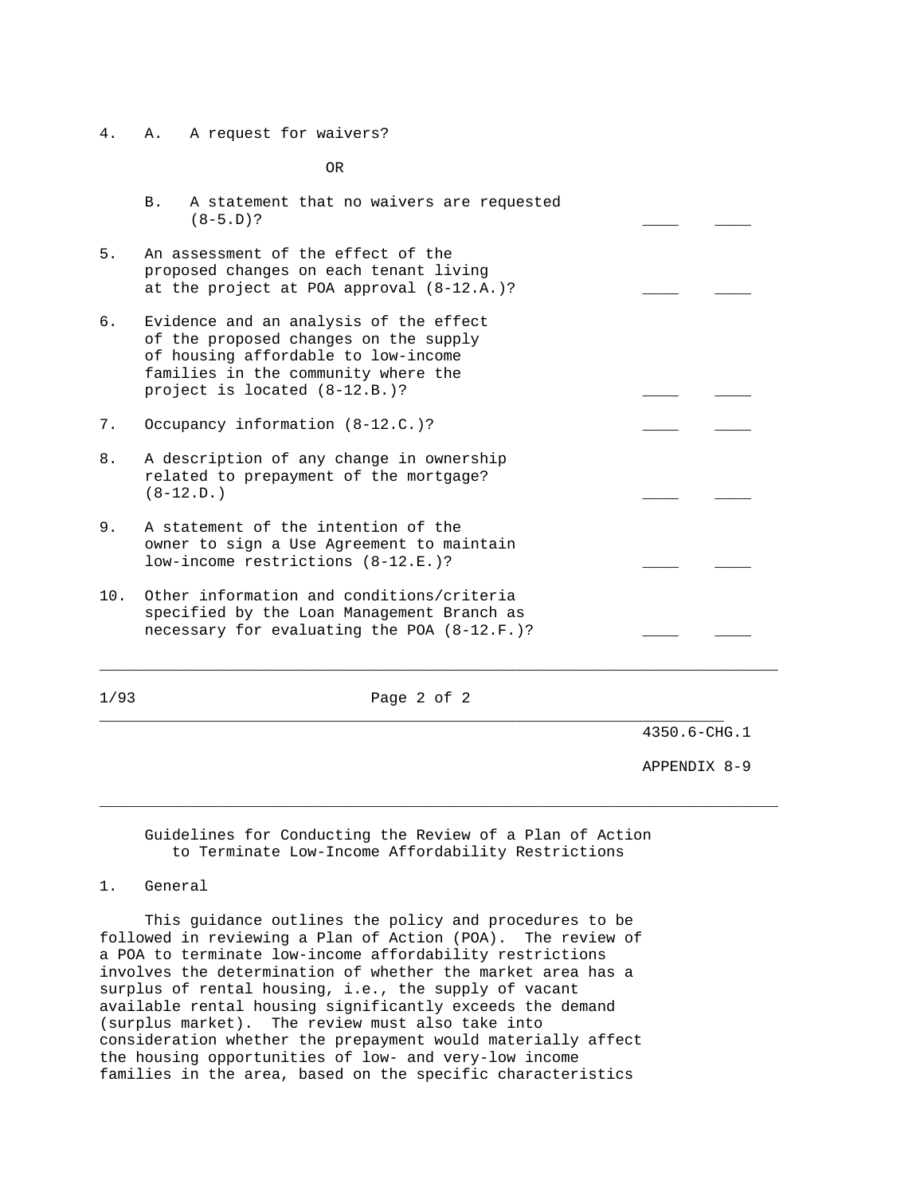4. A. A request for waivers?

OR

B. A statement that no waivers are requested (8-5.D)? ____ ____

5. An assessment of the effect of the proposed changes on each tenant living at the project at POA approval (8-12.A.)? ____ ____

6. Evidence and an analysis of the effect of the proposed changes on the supply of housing affordable to low-income families in the community where the project is located (8-12.B.)? ____ ____

7. Occupancy information (8-12.C.)? ____ ____

8. A description of any change in ownership related to prepayment of the mortgage? (8-12.D.) ____ ____

9. A statement of the intention of the owner to sign a Use Agreement to maintain low-income restrictions (8-12.E.)? ____ ____

10. Other information and conditions/criteria specified by the Loan Management Branch as necessary for evaluating the POA (8-12.F.)? ____ ____

---

4350.6-CHG.1

APPENDIX 8-9

---

## Guidelines for Conducting the Review of a Plan of Action to Terminate Low-Income Affordability Restrictions

### 1. General

This guidance outlines the policy and procedures to be followed in reviewing a Plan of Action (POA). The review of a POA to terminate low-income affordability restrictions involves the determination of whether the market area has a surplus of rental housing, i.e., the supply of vacant available rental housing significantly exceeds the demand (surplus market). The review must also take into consideration whether the prepayment would materially affect the housing opportunities of low- and very-low income families in the area, based on the specific characteristics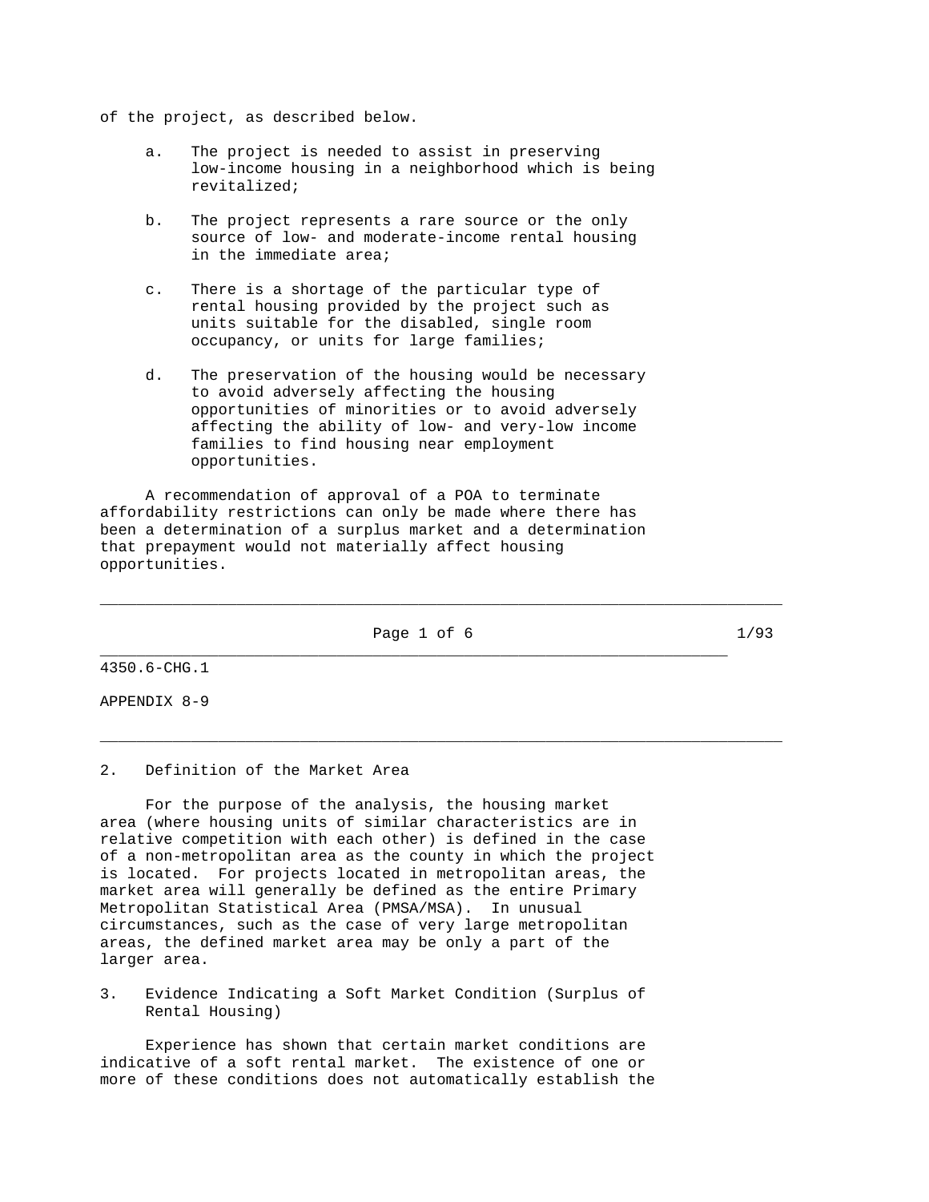of the project, as described below.

a. The project is needed to assist in preserving low-income housing in a neighborhood which is being revitalized;

b. The project represents a rare source or the only source of low- and moderate-income rental housing in the immediate area;

c. There is a shortage of the particular type of rental housing provided by the project such as units suitable for the disabled, single room occupancy, or units for large families;

d. The preservation of the housing would be necessary to avoid adversely affecting the housing opportunities of minorities or to avoid adversely affecting the ability of low- and very-low income families to find housing near employment opportunities.

A recommendation of approval of a POA to terminate affordability restrictions can only be made where there has been a determination of a surplus market and a determination that prepayment would not materially affect housing opportunities.

## 2. Definition of the Market Area

For the purpose of the analysis, the housing market area (where housing units of similar characteristics are in relative competition with each other) is defined in the case of a non-metropolitan area as the county in which the project is located. For projects located in metropolitan areas, the market area will generally be defined as the entire Primary Metropolitan Statistical Area (PMSA/MSA). In unusual circumstances, such as the case of very large metropolitan areas, the defined market area may be only a part of the larger area.

## 3. Evidence Indicating a Soft Market Condition (Surplus of Rental Housing)

Experience has shown that certain market conditions are indicative of a soft rental market. The existence of one or more of these conditions does not automatically establish the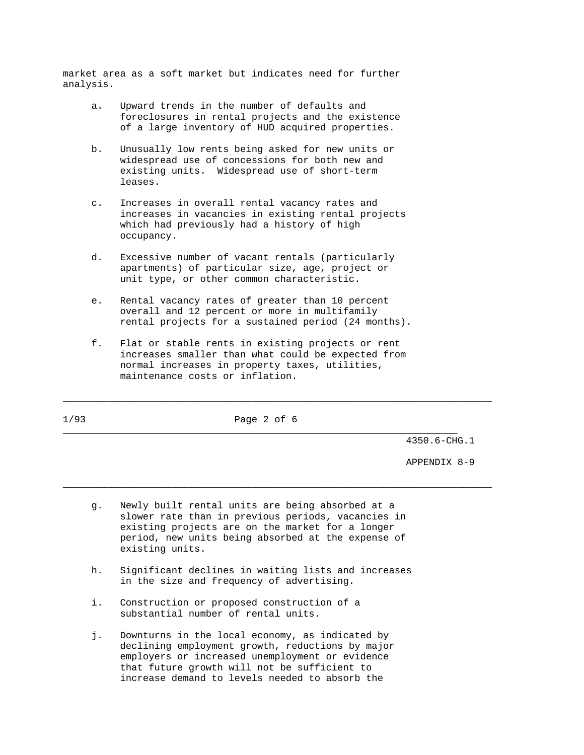market area as a soft market but indicates need for further analysis.

a. Upward trends in the number of defaults and foreclosures in rental projects and the existence of a large inventory of HUD acquired properties.

b. Unusually low rents being asked for new units or widespread use of concessions for both new and existing units. Widespread use of short-term leases.

c. Increases in overall rental vacancy rates and increases in vacancies in existing rental projects which had previously had a history of high occupancy.

d. Excessive number of vacant rentals (particularly apartments) of particular size, age, project or unit type, or other common characteristic.

e. Rental vacancy rates of greater than 10 percent overall and 12 percent or more in multifamily rental projects for a sustained period (24 months).

f. Flat or stable rents in existing projects or rent increases smaller than what could be expected from normal increases in property taxes, utilities, maintenance costs or inflation.

g. Newly built rental units are being absorbed at a slower rate than in previous periods, vacancies in existing projects are on the market for a longer period, new units being absorbed at the expense of existing units.

h. Significant declines in waiting lists and increases in the size and frequency of advertising.

i. Construction or proposed construction of a substantial number of rental units.

j. Downturns in the local economy, as indicated by declining employment growth, reductions by major employers or increased unemployment or evidence that future growth will not be sufficient to increase demand to levels needed to absorb the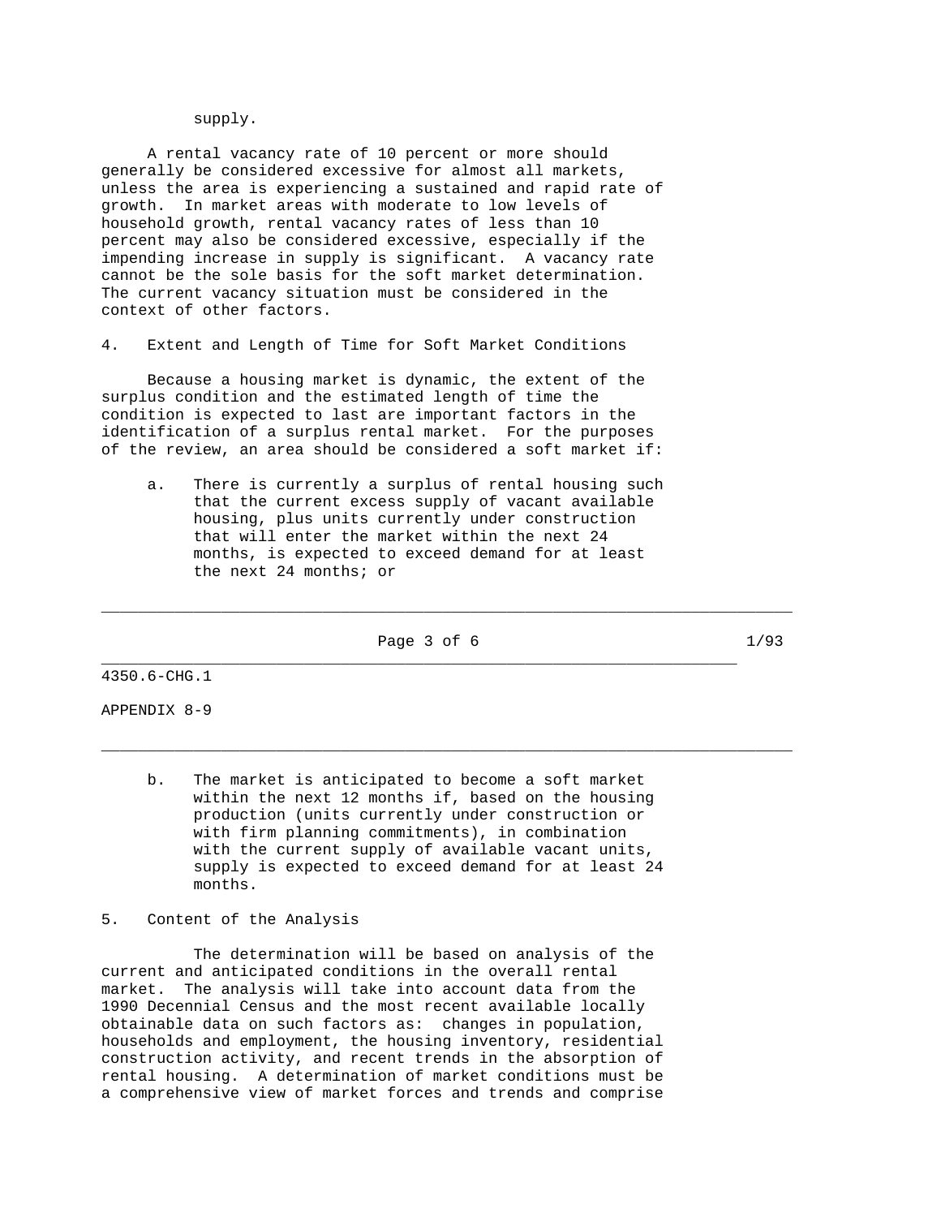supply.

A rental vacancy rate of 10 percent or more should generally be considered excessive for almost all markets, unless the area is experiencing a sustained and rapid rate of growth. In market areas with moderate to low levels of household growth, rental vacancy rates of less than 10 percent may also be considered excessive, especially if the impending increase in supply is significant. A vacancy rate cannot be the sole basis for the soft market determination. The current vacancy situation must be considered in the context of other factors.

4. Extent and Length of Time for Soft Market Conditions

Because a housing market is dynamic, the extent of the surplus condition and the estimated length of time the condition is expected to last are important factors in the identification of a surplus rental market. For the purposes of the review, an area should be considered a soft market if:

a. There is currently a surplus of rental housing such that the current excess supply of vacant available housing, plus units currently under construction that will enter the market within the next 24 months, is expected to exceed demand for at least the next 24 months; or

b. The market is anticipated to become a soft market within the next 12 months if, based on the housing production (units currently under construction or with firm planning commitments), in combination with the current supply of available vacant units, supply is expected to exceed demand for at least 24 months.

5. Content of the Analysis

The determination will be based on analysis of the current and anticipated conditions in the overall rental market. The analysis will take into account data from the 1990 Decennial Census and the most recent available locally obtainable data on such factors as: changes in population, households and employment, the housing inventory, residential construction activity, and recent trends in the absorption of rental housing. A determination of market conditions must be a comprehensive view of market forces and trends and comprise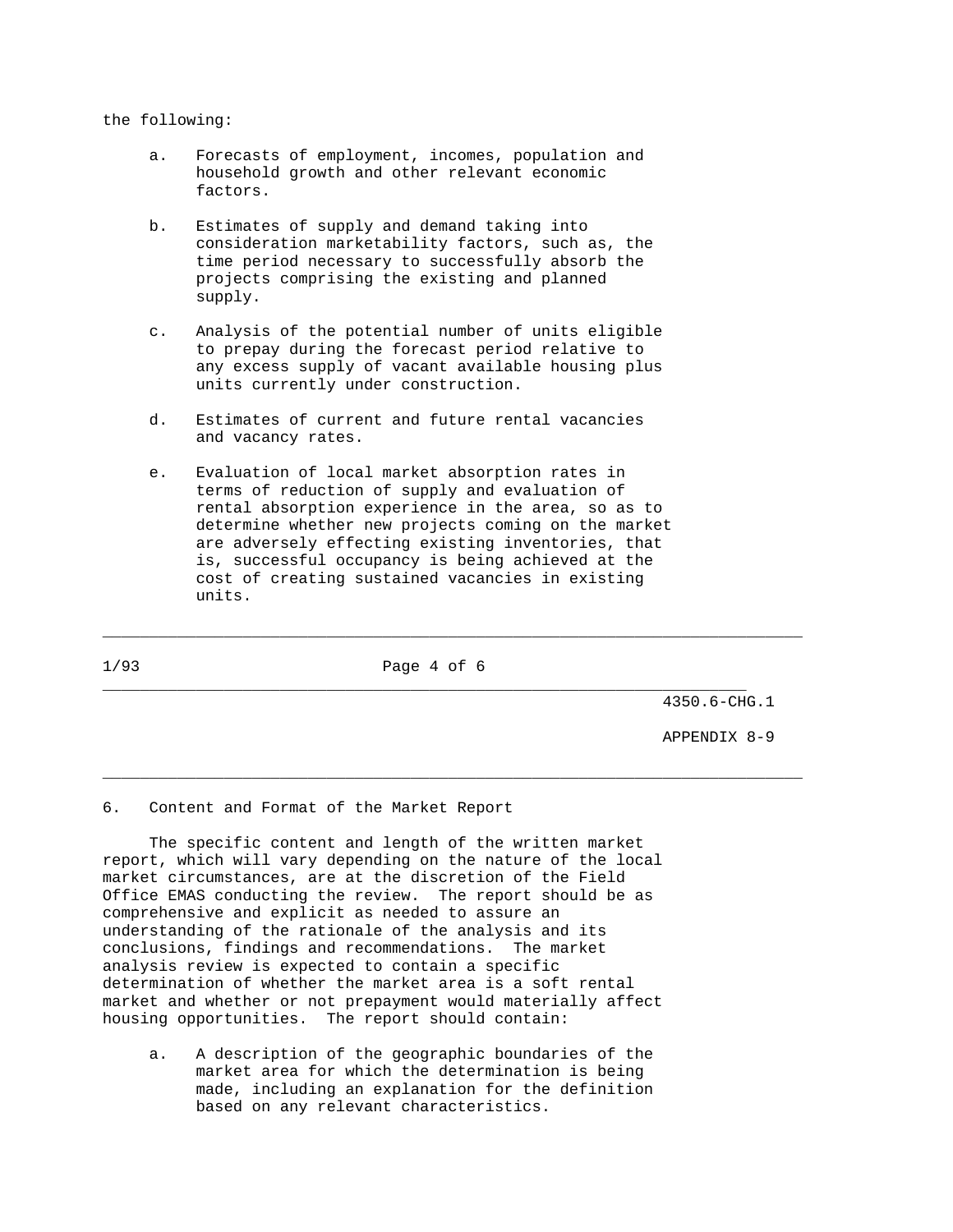the following:

a. Forecasts of employment, incomes, population and household growth and other relevant economic factors.

b. Estimates of supply and demand taking into consideration marketability factors, such as, the time period necessary to successfully absorb the projects comprising the existing and planned supply.

c. Analysis of the potential number of units eligible to prepay during the forecast period relative to any excess supply of vacant available housing plus units currently under construction.

d. Estimates of current and future rental vacancies and vacancy rates.

e. Evaluation of local market absorption rates in terms of reduction of supply and evaluation of rental absorption experience in the area, so as to determine whether new projects coming on the market are adversely effecting existing inventories, that is, successful occupancy is being achieved at the cost of creating sustained vacancies in existing units.

## 6. Content and Format of the Market Report

The specific content and length of the written market report, which will vary depending on the nature of the local market circumstances, are at the discretion of the Field Office EMAS conducting the review. The report should be as comprehensive and explicit as needed to assure an understanding of the rationale of the analysis and its conclusions, findings and recommendations. The market analysis review is expected to contain a specific determination of whether the market area is a soft rental market and whether or not prepayment would materially affect housing opportunities. The report should contain:

a. A description of the geographic boundaries of the market area for which the determination is being made, including an explanation for the definition based on any relevant characteristics.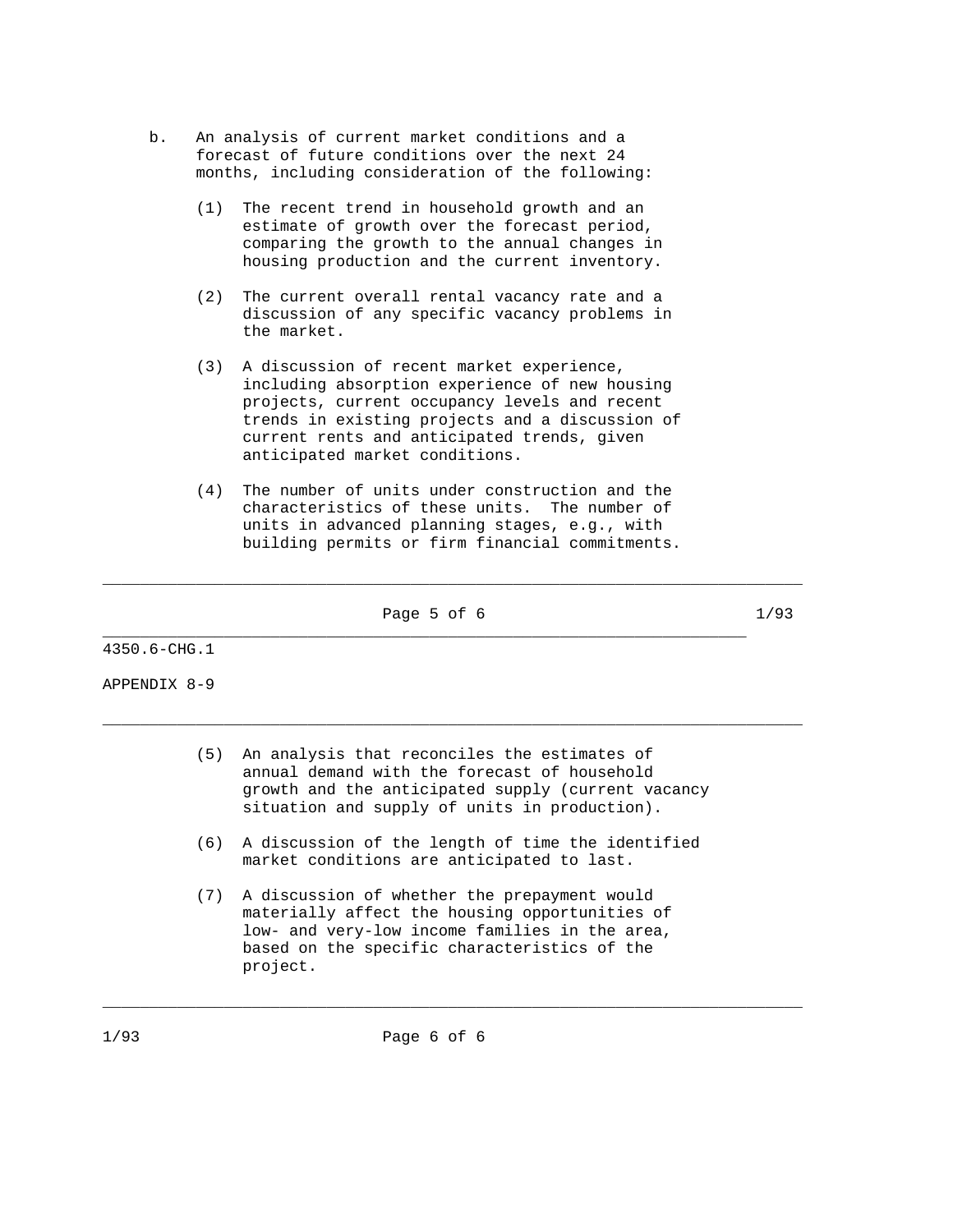b. An analysis of current market conditions and a forecast of future conditions over the next 24 months, including consideration of the following:

   (1) The recent trend in household growth and an estimate of growth over the forecast period, comparing the growth to the annual changes in housing production and the current inventory.

   (2) The current overall rental vacancy rate and a discussion of any specific vacancy problems in the market.

   (3) A discussion of recent market experience, including absorption experience of new housing projects, current occupancy levels and recent trends in existing projects and a discussion of current rents and anticipated trends, given anticipated market conditions.

   (4) The number of units under construction and the characteristics of these units. The number of units in advanced planning stages, e.g., with building permits or firm financial commitments.

   (5) An analysis that reconciles the estimates of annual demand with the forecast of household growth and the anticipated supply (current vacancy situation and supply of units in production).

   (6) A discussion of the length of time the identified market conditions are anticipated to last.

   (7) A discussion of whether the prepayment would materially affect the housing opportunities of low- and very-low income families in the area, based on the specific characteristics of the project.